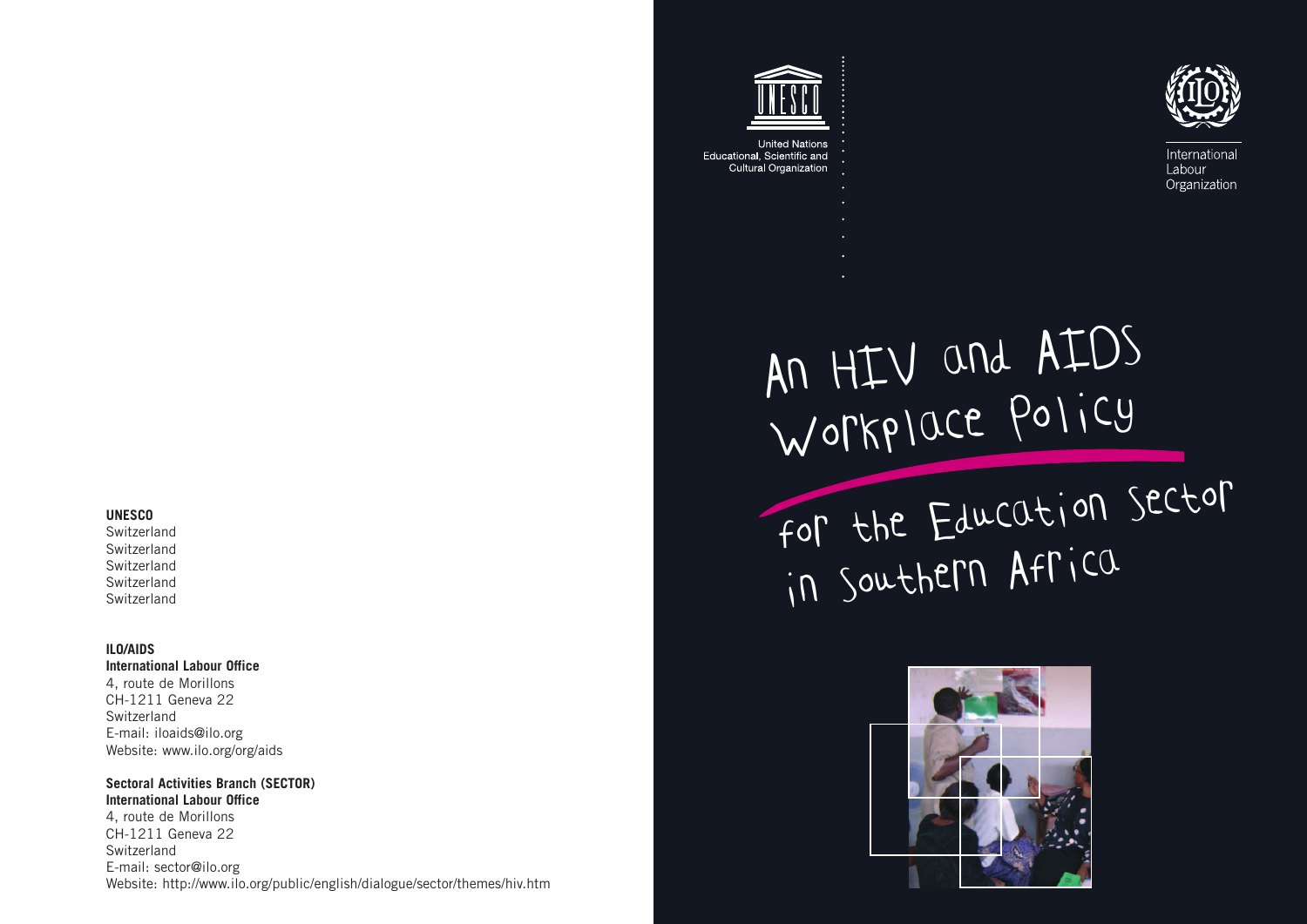United Nations Educational, Scientific and Cultural Organization

International Labour Organization

# An HIV and AIDS Workplace Policy

## for the Education Sector in Southern Africa

**UNESCO**
Switzerland
Switzerland
Switzerland
Switzerland
Switzerland

**ILO/AIDS**
**International Labour Office**
4, route de Morillons
CH-1211 Geneva 22
Switzerland
E-mail: iloaids@ilo.org
Website: www.ilo.org/org/aids

**Sectoral Activities Branch (SECTOR)**
**International Labour Office**
4, route de Morillons
CH-1211 Geneva 22
Switzerland
E-mail: sector@ilo.org
Website: http://www.ilo.org/public/english/dialogue/sector/themes/hiv.htm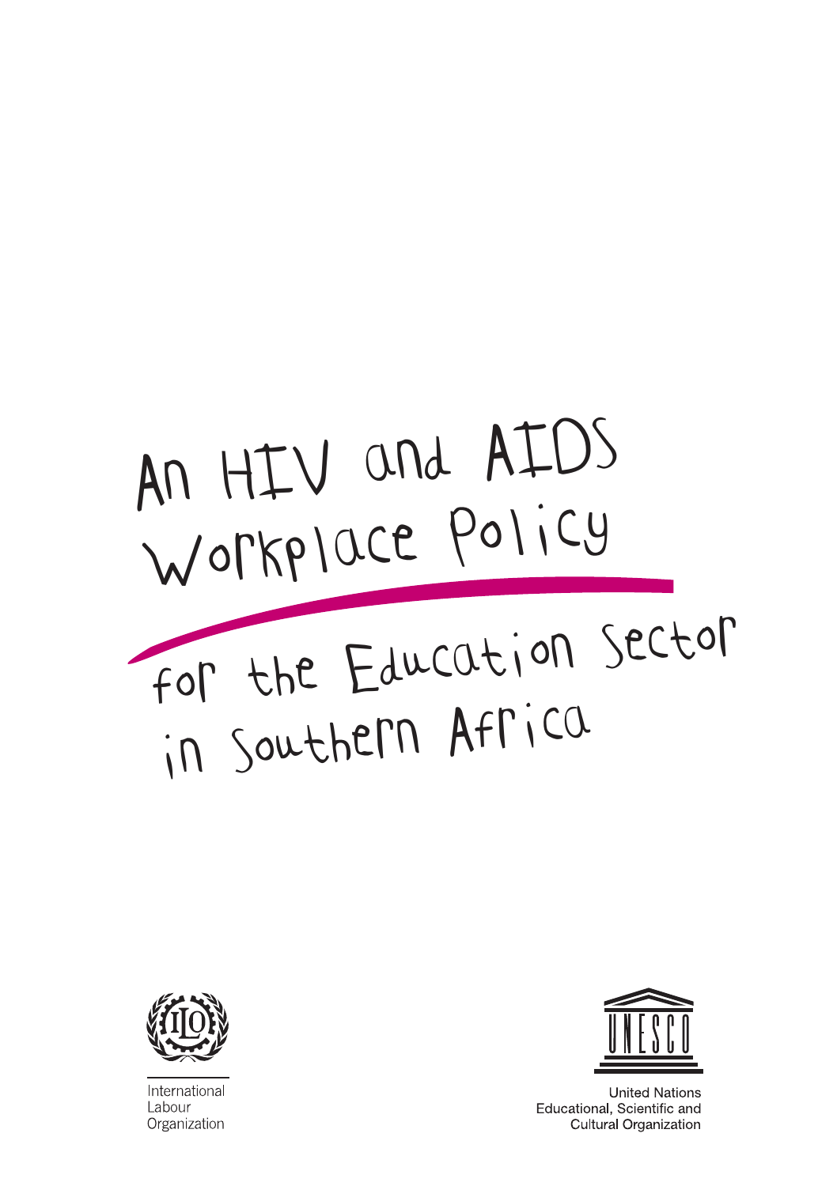# An HIV and AIDS Workplace Policy

## for the Education Sector in Southern Africa

International Labour Organization

United Nations Educational, Scientific and Cultural Organization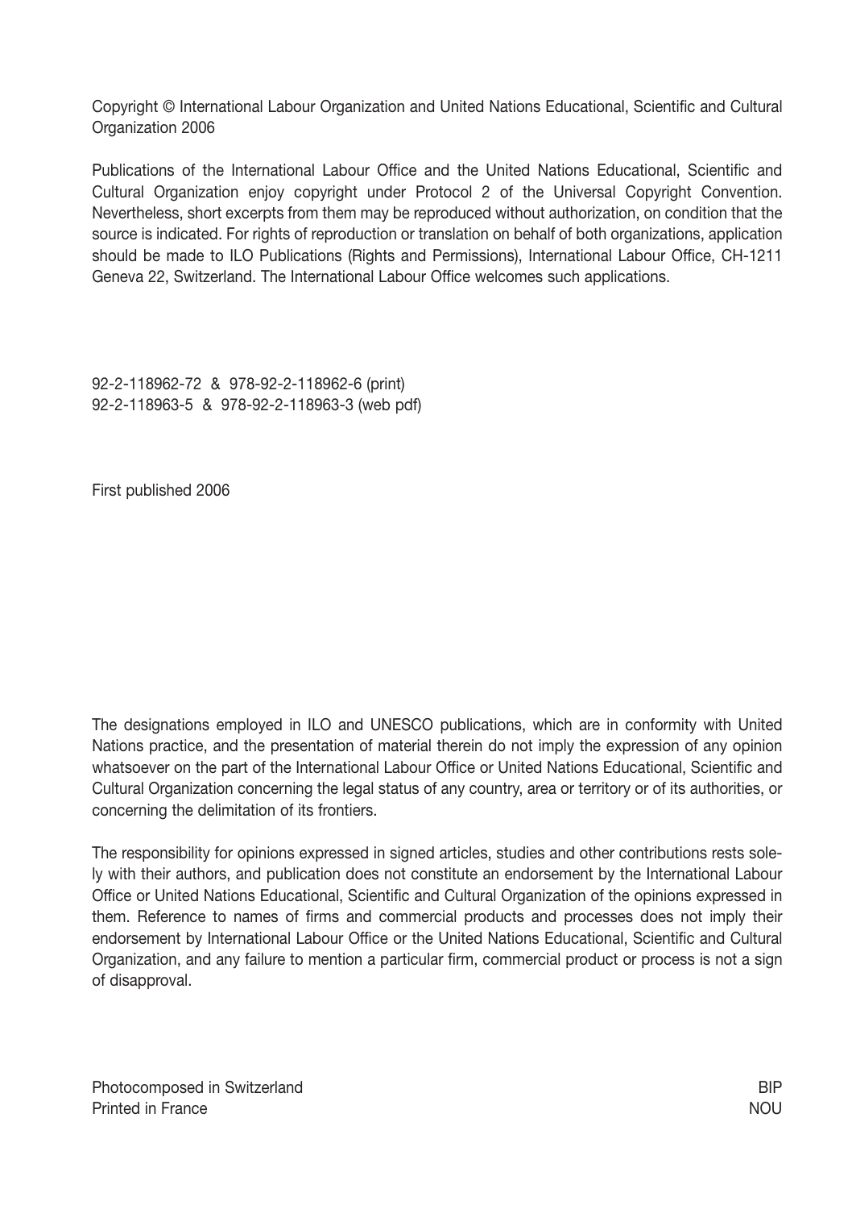Copyright © International Labour Organization and United Nations Educational, Scientific and Cultural Organization 2006

Publications of the International Labour Office and the United Nations Educational, Scientific and Cultural Organization enjoy copyright under Protocol 2 of the Universal Copyright Convention. Nevertheless, short excerpts from them may be reproduced without authorization, on condition that the source is indicated. For rights of reproduction or translation on behalf of both organizations, application should be made to ILO Publications (Rights and Permissions), International Labour Office, CH-1211 Geneva 22, Switzerland. The International Labour Office welcomes such applications.

92-2-118962-72 & 978-92-2-118962-6 (print)
92-2-118963-5 & 978-92-2-118963-3 (web pdf)

First published 2006

The designations employed in ILO and UNESCO publications, which are in conformity with United Nations practice, and the presentation of material therein do not imply the expression of any opinion whatsoever on the part of the International Labour Office or United Nations Educational, Scientific and Cultural Organization concerning the legal status of any country, area or territory or of its authorities, or concerning the delimitation of its frontiers.

The responsibility for opinions expressed in signed articles, studies and other contributions rests solely with their authors, and publication does not constitute an endorsement by the International Labour Office or United Nations Educational, Scientific and Cultural Organization of the opinions expressed in them. Reference to names of firms and commercial products and processes does not imply their endorsement by International Labour Office or the United Nations Educational, Scientific and Cultural Organization, and any failure to mention a particular firm, commercial product or process is not a sign of disapproval.

Photocomposed in Switzerland BIP
Printed in France NOU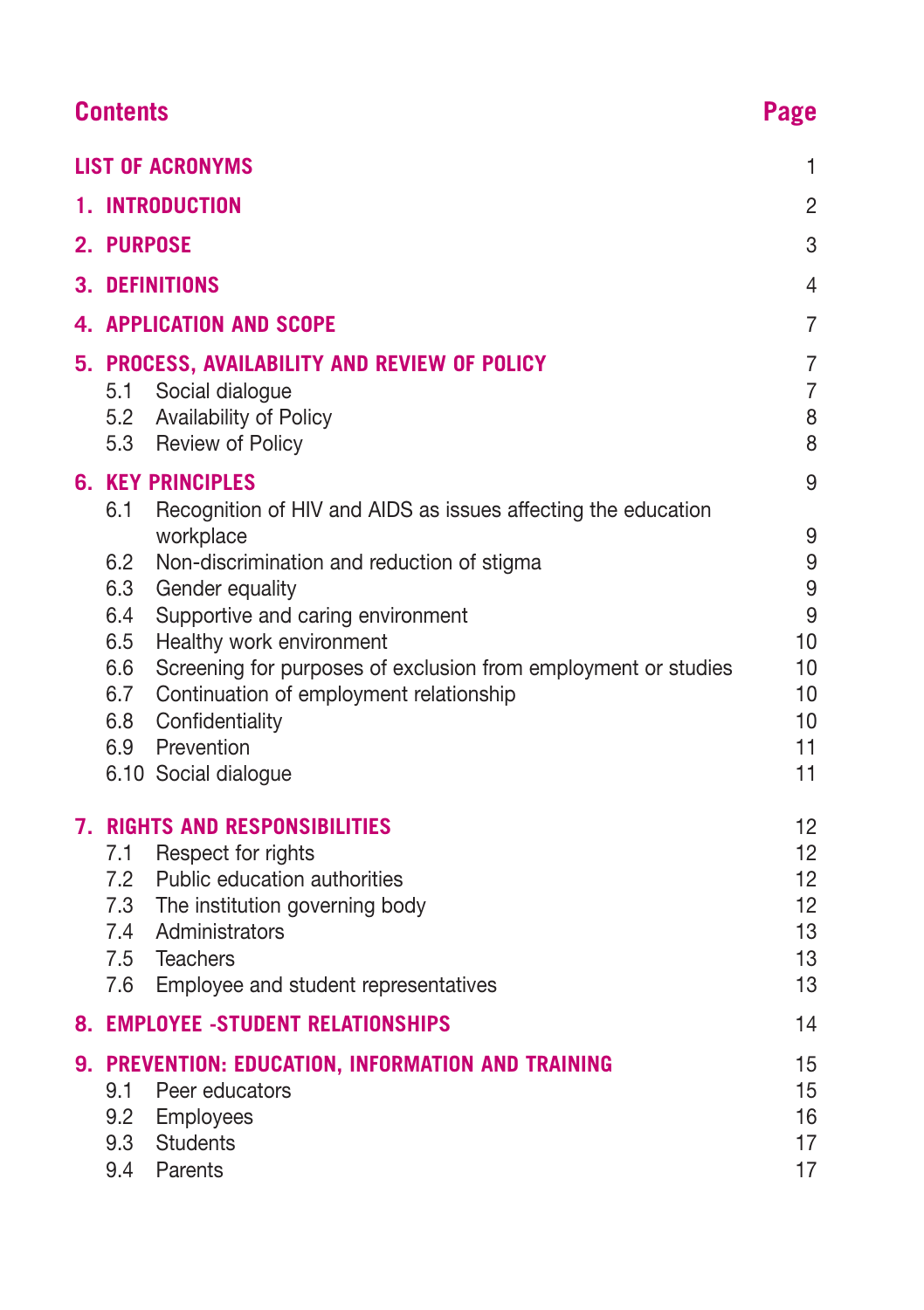## Contents

| Contents | Page |
|---|---|
| **LIST OF ACRONYMS** | 1 |
| **1. INTRODUCTION** | 2 |
| **2. PURPOSE** | 3 |
| **3. DEFINITIONS** | 4 |
| **4. APPLICATION AND SCOPE** | 7 |
| **5. PROCESS, AVAILABILITY AND REVIEW OF POLICY** | 7 |
| 5.1 Social dialogue | 7 |
| 5.2 Availability of Policy | 8 |
| 5.3 Review of Policy | 8 |
| **6. KEY PRINCIPLES** | 9 |
| 6.1 Recognition of HIV and AIDS as issues affecting the education workplace | 9 |
| 6.2 Non-discrimination and reduction of stigma | 9 |
| 6.3 Gender equality | 9 |
| 6.4 Supportive and caring environment | 9 |
| 6.5 Healthy work environment | 10 |
| 6.6 Screening for purposes of exclusion from employment or studies | 10 |
| 6.7 Continuation of employment relationship | 10 |
| 6.8 Confidentiality | 10 |
| 6.9 Prevention | 11 |
| 6.10 Social dialogue | 11 |
| **7. RIGHTS AND RESPONSIBILITIES** | 12 |
| 7.1 Respect for rights | 12 |
| 7.2 Public education authorities | 12 |
| 7.3 The institution governing body | 12 |
| 7.4 Administrators | 13 |
| 7.5 Teachers | 13 |
| 7.6 Employee and student representatives | 13 |
| **8. EMPLOYEE -STUDENT RELATIONSHIPS** | 14 |
| **9. PREVENTION: EDUCATION, INFORMATION AND TRAINING** | 15 |
| 9.1 Peer educators | 15 |
| 9.2 Employees | 16 |
| 9.3 Students | 17 |
| 9.4 Parents | 17 |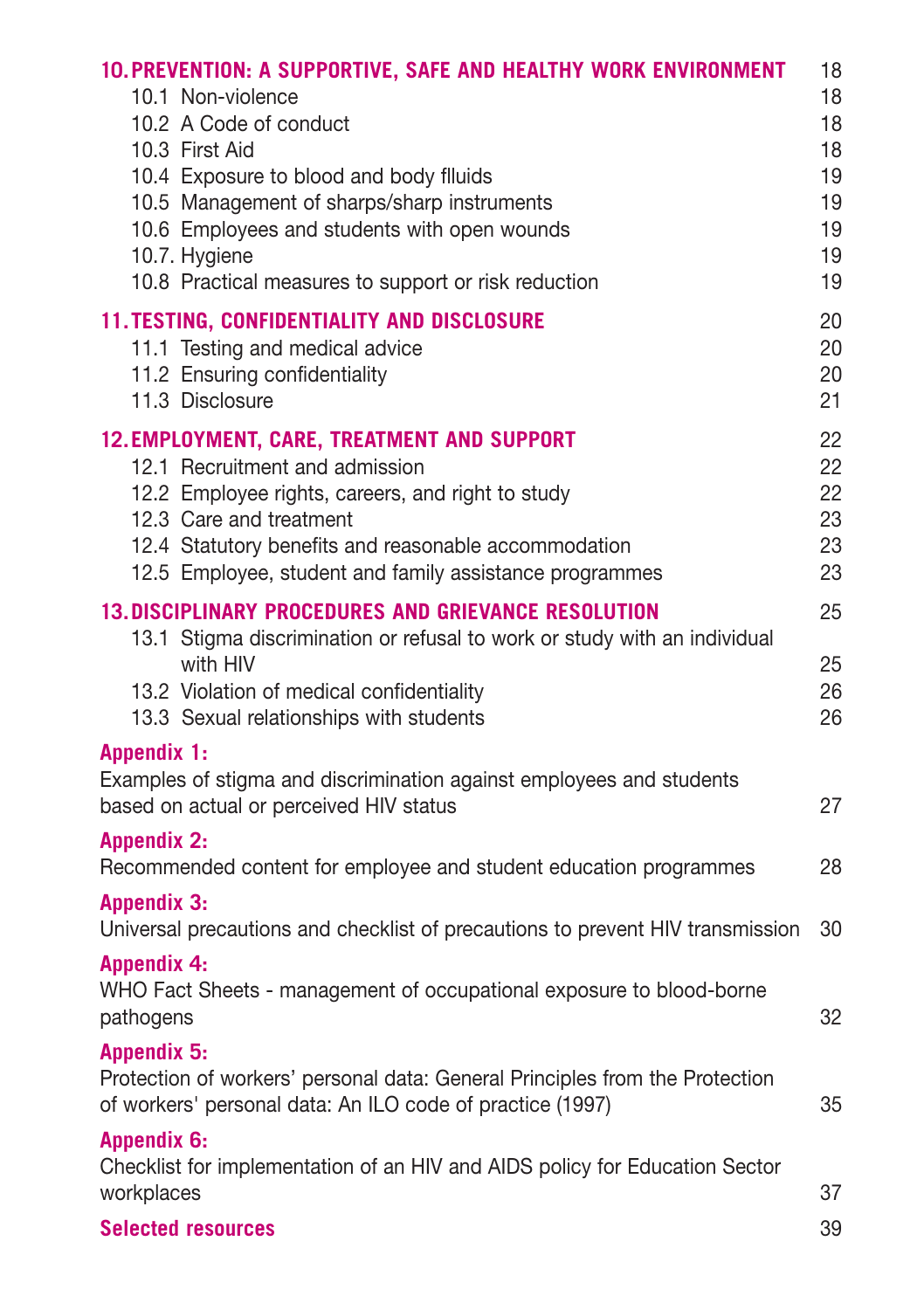| | |
|---|---|
| **10. PREVENTION: A SUPPORTIVE, SAFE AND HEALTHY WORK ENVIRONMENT** | 18 |
| 10.1 Non-violence | 18 |
| 10.2 A Code of conduct | 18 |
| 10.3 First Aid | 18 |
| 10.4 Exposure to blood and body flluids | 19 |
| 10.5 Management of sharps/sharp instruments | 19 |
| 10.6 Employees and students with open wounds | 19 |
| 10.7. Hygiene | 19 |
| 10.8 Practical measures to support or risk reduction | 19 |
| **11. TESTING, CONFIDENTIALITY AND DISCLOSURE** | 20 |
| 11.1 Testing and medical advice | 20 |
| 11.2 Ensuring confidentiality | 20 |
| 11.3 Disclosure | 21 |
| **12. EMPLOYMENT, CARE, TREATMENT AND SUPPORT** | 22 |
| 12.1 Recruitment and admission | 22 |
| 12.2 Employee rights, careers, and right to study | 22 |
| 12.3 Care and treatment | 23 |
| 12.4 Statutory benefits and reasonable accommodation | 23 |
| 12.5 Employee, student and family assistance programmes | 23 |
| **13. DISCIPLINARY PROCEDURES AND GRIEVANCE RESOLUTION** | 25 |
| 13.1 Stigma discrimination or refusal to work or study with an individual with HIV | 25 |
| 13.2 Violation of medical confidentiality | 26 |
| 13.3 Sexual relationships with students | 26 |
| **Appendix 1:** Examples of stigma and discrimination against employees and students based on actual or perceived HIV status | 27 |
| **Appendix 2:** Recommended content for employee and student education programmes | 28 |
| **Appendix 3:** Universal precautions and checklist of precautions to prevent HIV transmission | 30 |
| **Appendix 4:** WHO Fact Sheets - management of occupational exposure to blood-borne pathogens | 32 |
| **Appendix 5:** Protection of workers' personal data: General Principles from the Protection of workers' personal data: An ILO code of practice (1997) | 35 |
| **Appendix 6:** Checklist for implementation of an HIV and AIDS policy for Education Sector workplaces | 37 |
| **Selected resources** | 39 |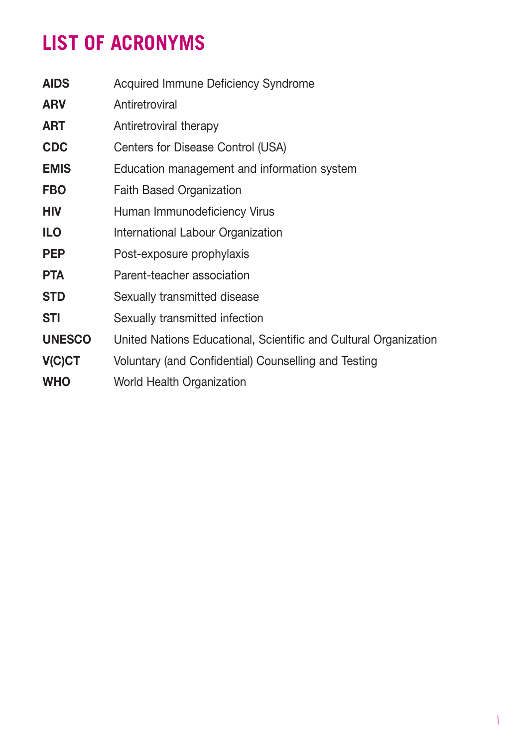# LIST OF ACRONYMS

| | |
|---|---|
| **AIDS** | Acquired Immune Deficiency Syndrome |
| **ARV** | Antiretroviral |
| **ART** | Antiretroviral therapy |
| **CDC** | Centers for Disease Control (USA) |
| **EMIS** | Education management and information system |
| **FBO** | Faith Based Organization |
| **HIV** | Human Immunodeficiency Virus |
| **ILO** | International Labour Organization |
| **PEP** | Post-exposure prophylaxis |
| **PTA** | Parent-teacher association |
| **STD** | Sexually transmitted disease |
| **STI** | Sexually transmitted infection |
| **UNESCO** | United Nations Educational, Scientific and Cultural Organization |
| **V(C)CT** | Voluntary (and Confidential) Counselling and Testing |
| **WHO** | World Health Organization |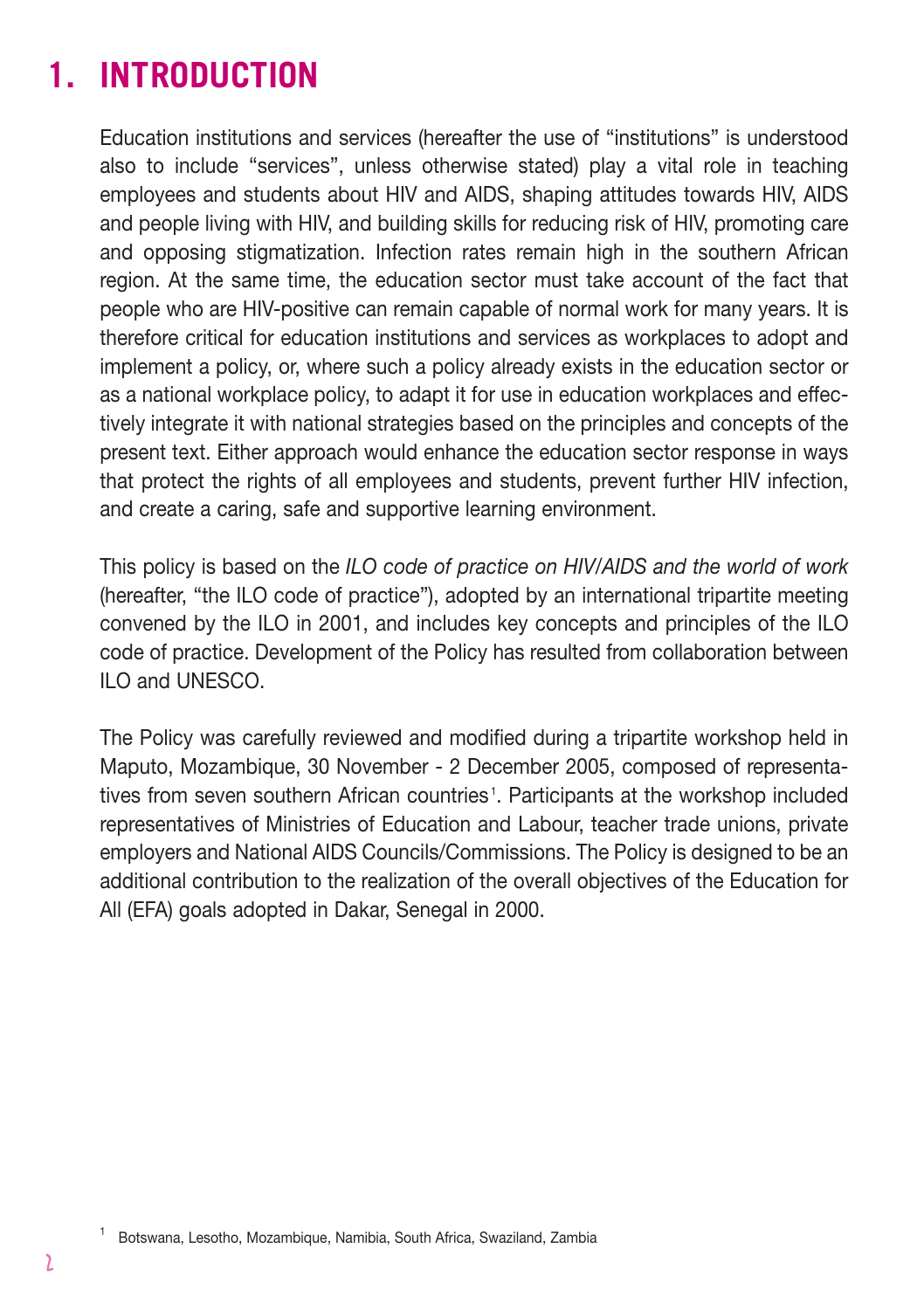# 1. INTRODUCTION

Education institutions and services (hereafter the use of "institutions" is understood also to include "services", unless otherwise stated) play a vital role in teaching employees and students about HIV and AIDS, shaping attitudes towards HIV, AIDS and people living with HIV, and building skills for reducing risk of HIV, promoting care and opposing stigmatization. Infection rates remain high in the southern African region. At the same time, the education sector must take account of the fact that people who are HIV-positive can remain capable of normal work for many years. It is therefore critical for education institutions and services as workplaces to adopt and implement a policy, or, where such a policy already exists in the education sector or as a national workplace policy, to adapt it for use in education workplaces and effectively integrate it with national strategies based on the principles and concepts of the present text. Either approach would enhance the education sector response in ways that protect the rights of all employees and students, prevent further HIV infection, and create a caring, safe and supportive learning environment.

This policy is based on the *ILO code of practice on HIV/AIDS and the world of work* (hereafter, "the ILO code of practice"), adopted by an international tripartite meeting convened by the ILO in 2001, and includes key concepts and principles of the ILO code of practice. Development of the Policy has resulted from collaboration between ILO and UNESCO.

The Policy was carefully reviewed and modified during a tripartite workshop held in Maputo, Mozambique, 30 November - 2 December 2005, composed of representatives from seven southern African countries[1]. Participants at the workshop included representatives of Ministries of Education and Labour, teacher trade unions, private employers and National AIDS Councils/Commissions. The Policy is designed to be an additional contribution to the realization of the overall objectives of the Education for All (EFA) goals adopted in Dakar, Senegal in 2000.

[1] Botswana, Lesotho, Mozambique, Namibia, South Africa, Swaziland, Zambia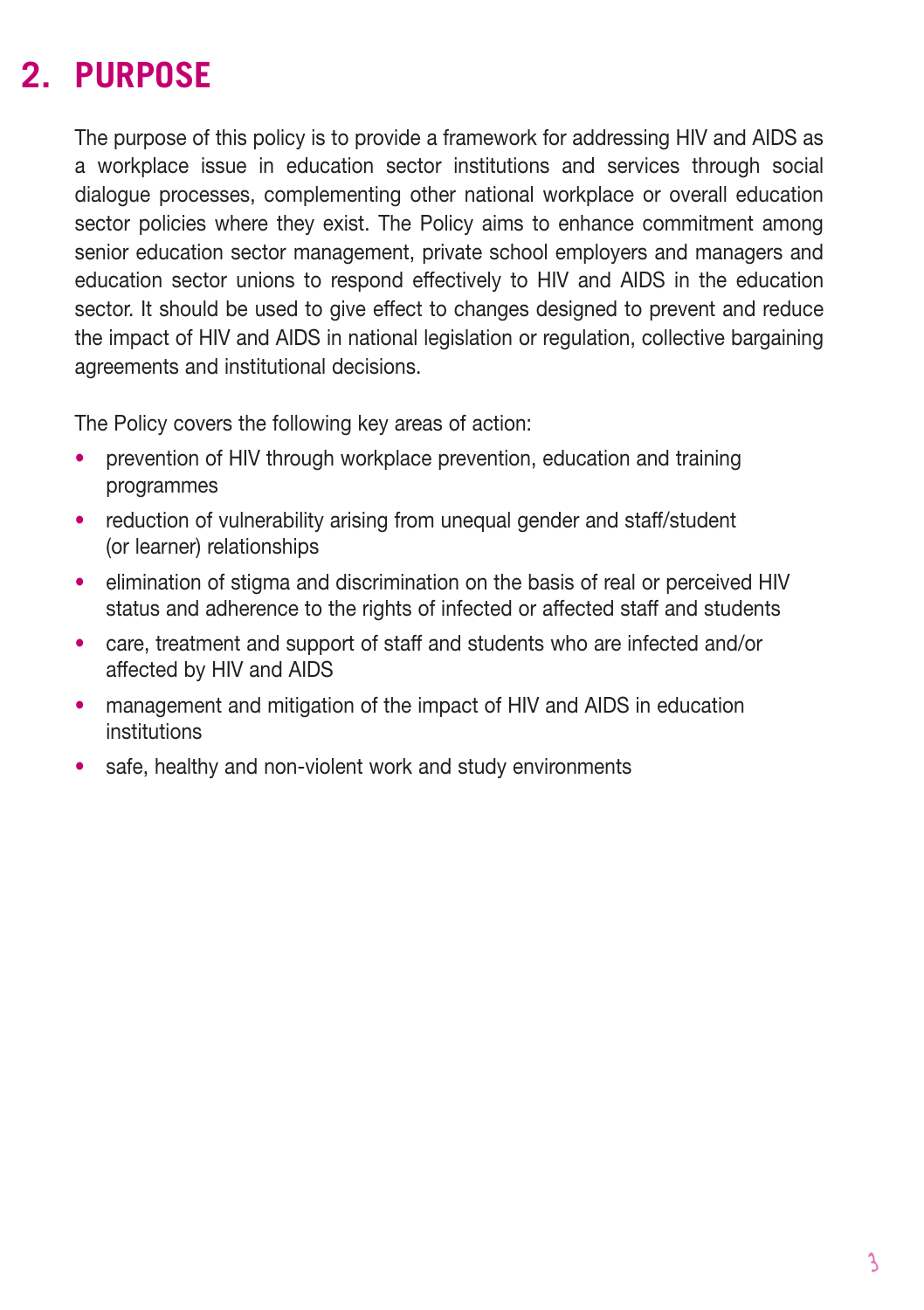# 2. PURPOSE

The purpose of this policy is to provide a framework for addressing HIV and AIDS as a workplace issue in education sector institutions and services through social dialogue processes, complementing other national workplace or overall education sector policies where they exist. The Policy aims to enhance commitment among senior education sector management, private school employers and managers and education sector unions to respond effectively to HIV and AIDS in the education sector. It should be used to give effect to changes designed to prevent and reduce the impact of HIV and AIDS in national legislation or regulation, collective bargaining agreements and institutional decisions.

The Policy covers the following key areas of action:

- prevention of HIV through workplace prevention, education and training programmes
- reduction of vulnerability arising from unequal gender and staff/student (or learner) relationships
- elimination of stigma and discrimination on the basis of real or perceived HIV status and adherence to the rights of infected or affected staff and students
- care, treatment and support of staff and students who are infected and/or affected by HIV and AIDS
- management and mitigation of the impact of HIV and AIDS in education institutions
- safe, healthy and non-violent work and study environments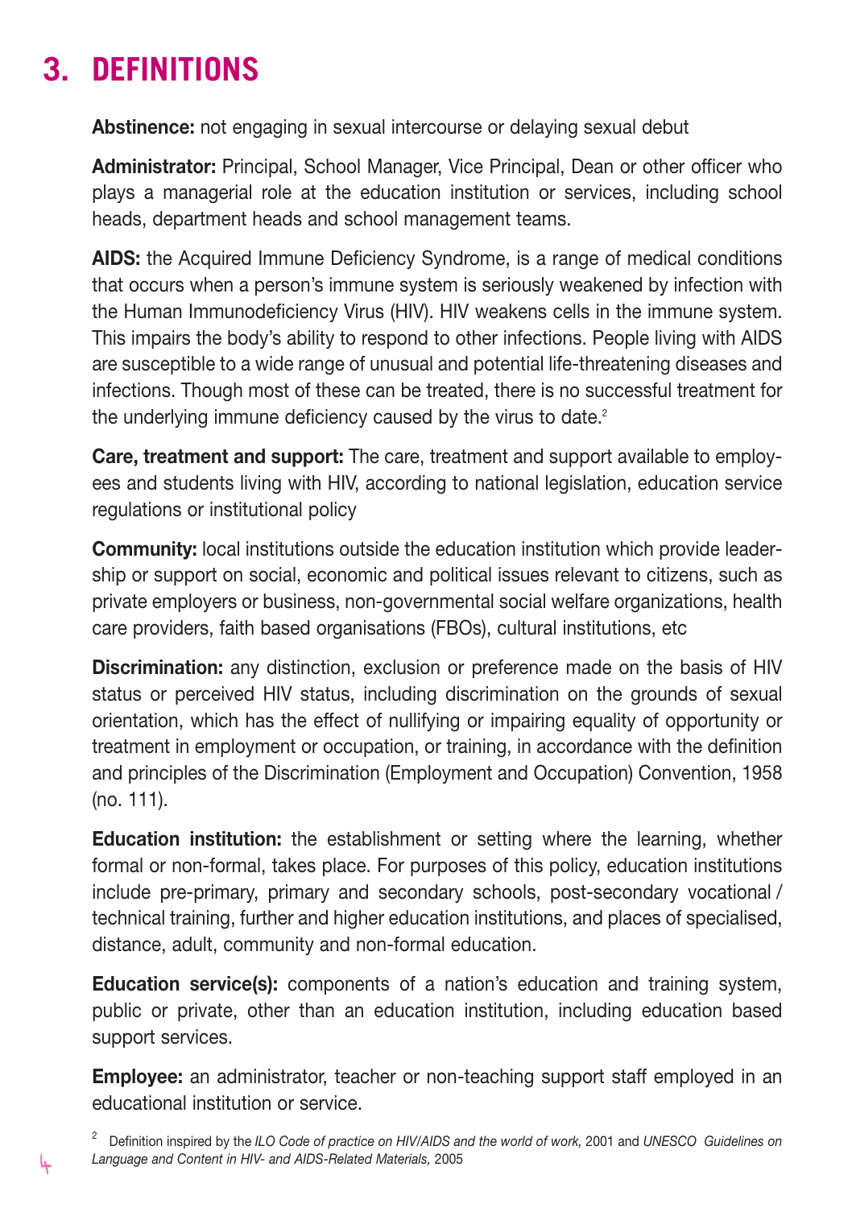# 3. DEFINITIONS

**Abstinence:** not engaging in sexual intercourse or delaying sexual debut

**Administrator:** Principal, School Manager, Vice Principal, Dean or other officer who plays a managerial role at the education institution or services, including school heads, department heads and school management teams.

**AIDS:** the Acquired Immune Deficiency Syndrome, is a range of medical conditions that occurs when a person's immune system is seriously weakened by infection with the Human Immunodeficiency Virus (HIV). HIV weakens cells in the immune system. This impairs the body's ability to respond to other infections. People living with AIDS are susceptible to a wide range of unusual and potential life-threatening diseases and infections. Though most of these can be treated, there is no successful treatment for the underlying immune deficiency caused by the virus to date.[2]

**Care, treatment and support:** The care, treatment and support available to employees and students living with HIV, according to national legislation, education service regulations or institutional policy

**Community:** local institutions outside the education institution which provide leadership or support on social, economic and political issues relevant to citizens, such as private employers or business, non-governmental social welfare organizations, health care providers, faith based organisations (FBOs), cultural institutions, etc

**Discrimination:** any distinction, exclusion or preference made on the basis of HIV status or perceived HIV status, including discrimination on the grounds of sexual orientation, which has the effect of nullifying or impairing equality of opportunity or treatment in employment or occupation, or training, in accordance with the definition and principles of the Discrimination (Employment and Occupation) Convention, 1958 (no. 111).

**Education institution:** the establishment or setting where the learning, whether formal or non-formal, takes place. For purposes of this policy, education institutions include pre-primary, primary and secondary schools, post-secondary vocational / technical training, further and higher education institutions, and places of specialised, distance, adult, community and non-formal education.

**Education service(s):** components of a nation's education and training system, public or private, other than an education institution, including education based support services.

**Employee:** an administrator, teacher or non-teaching support staff employed in an educational institution or service.

[2] Definition inspired by the *ILO Code of practice on HIV/AIDS and the world of work,* 2001 and *UNESCO Guidelines on Language and Content in HIV- and AIDS-Related Materials,* 2005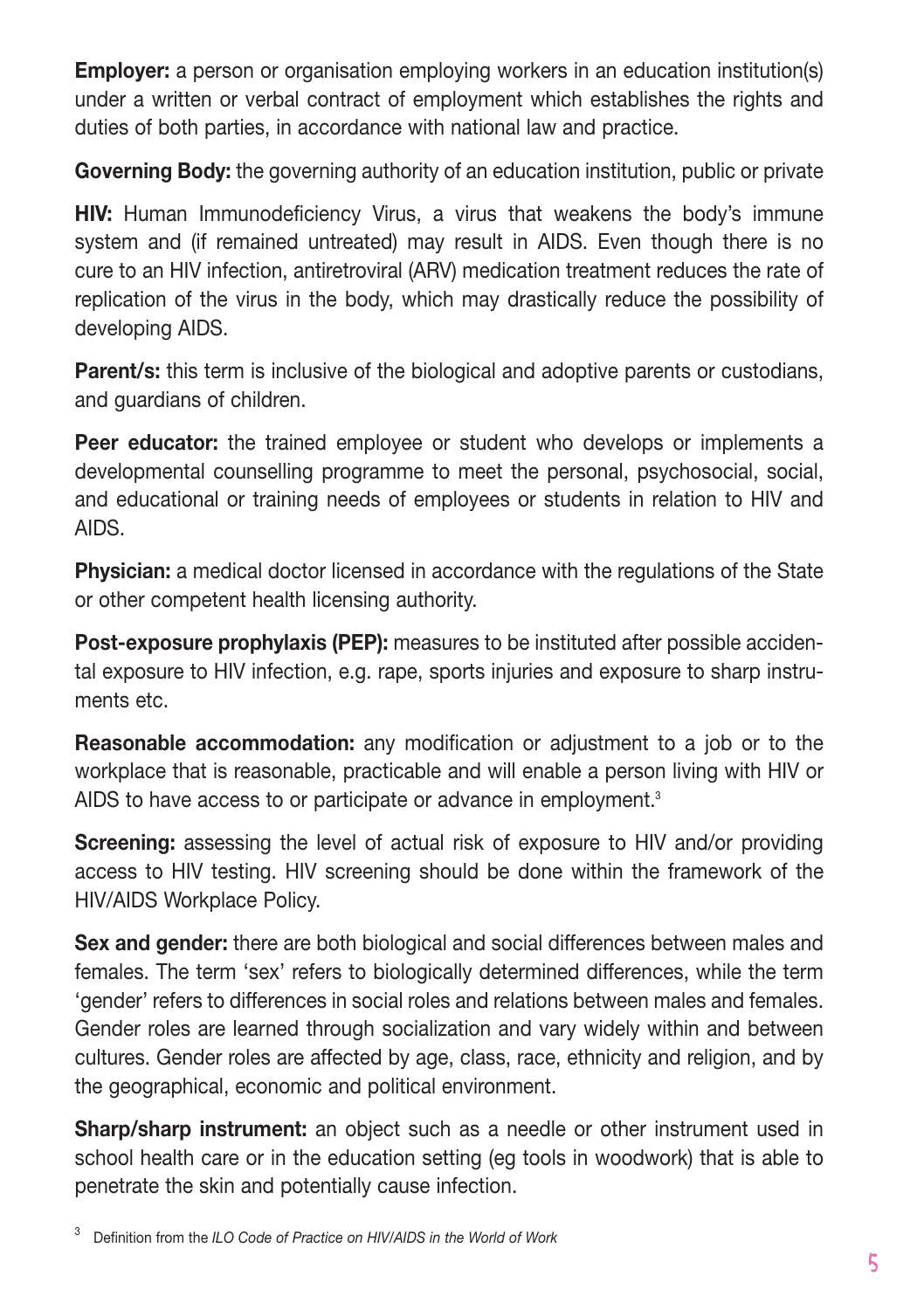**Employer:** a person or organisation employing workers in an education institution(s) under a written or verbal contract of employment which establishes the rights and duties of both parties, in accordance with national law and practice.

**Governing Body:** the governing authority of an education institution, public or private

**HIV:** Human Immunodeficiency Virus, a virus that weakens the body's immune system and (if remained untreated) may result in AIDS. Even though there is no cure to an HIV infection, antiretroviral (ARV) medication treatment reduces the rate of replication of the virus in the body, which may drastically reduce the possibility of developing AIDS.

**Parent/s:** this term is inclusive of the biological and adoptive parents or custodians, and guardians of children.

**Peer educator:** the trained employee or student who develops or implements a developmental counselling programme to meet the personal, psychosocial, social, and educational or training needs of employees or students in relation to HIV and AIDS.

**Physician:** a medical doctor licensed in accordance with the regulations of the State or other competent health licensing authority.

**Post-exposure prophylaxis (PEP):** measures to be instituted after possible accidental exposure to HIV infection, e.g. rape, sports injuries and exposure to sharp instruments etc.

**Reasonable accommodation:** any modification or adjustment to a job or to the workplace that is reasonable, practicable and will enable a person living with HIV or AIDS to have access to or participate or advance in employment.[3]

**Screening:** assessing the level of actual risk of exposure to HIV and/or providing access to HIV testing. HIV screening should be done within the framework of the HIV/AIDS Workplace Policy.

**Sex and gender:** there are both biological and social differences between males and females. The term 'sex' refers to biologically determined differences, while the term 'gender' refers to differences in social roles and relations between males and females. Gender roles are learned through socialization and vary widely within and between cultures. Gender roles are affected by age, class, race, ethnicity and religion, and by the geographical, economic and political environment.

**Sharp/sharp instrument:** an object such as a needle or other instrument used in school health care or in the education setting (eg tools in woodwork) that is able to penetrate the skin and potentially cause infection.

[3] Definition from the *ILO Code of Practice on HIV/AIDS in the World of Work*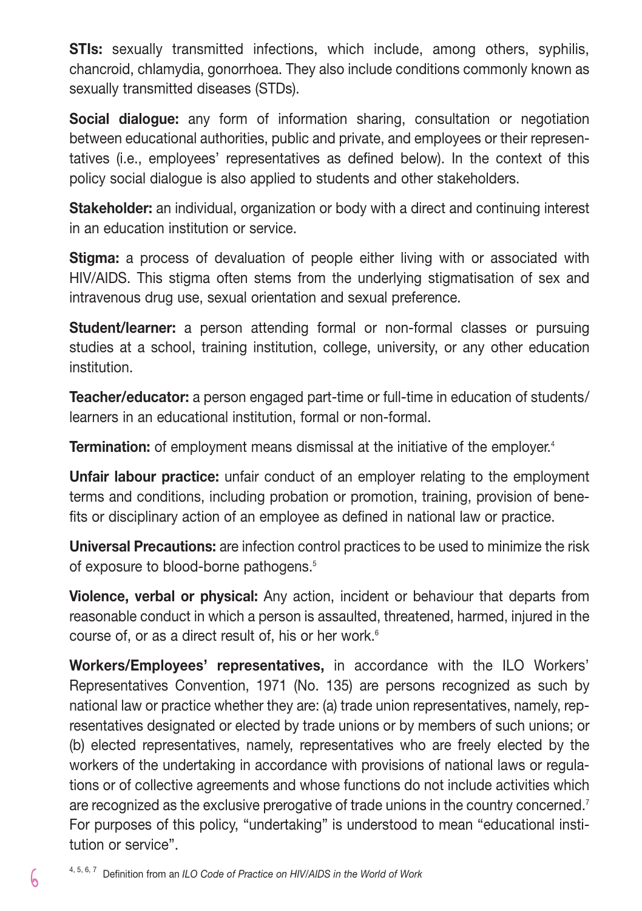**STIs:** sexually transmitted infections, which include, among others, syphilis, chancroid, chlamydia, gonorrhoea. They also include conditions commonly known as sexually transmitted diseases (STDs).

**Social dialogue:** any form of information sharing, consultation or negotiation between educational authorities, public and private, and employees or their representatives (i.e., employees' representatives as defined below). In the context of this policy social dialogue is also applied to students and other stakeholders.

**Stakeholder:** an individual, organization or body with a direct and continuing interest in an education institution or service.

**Stigma:** a process of devaluation of people either living with or associated with HIV/AIDS. This stigma often stems from the underlying stigmatisation of sex and intravenous drug use, sexual orientation and sexual preference.

**Student/learner:** a person attending formal or non-formal classes or pursuing studies at a school, training institution, college, university, or any other education institution.

**Teacher/educator:** a person engaged part-time or full-time in education of students/learners in an educational institution, formal or non-formal.

**Termination:** of employment means dismissal at the initiative of the employer.[4]

**Unfair labour practice:** unfair conduct of an employer relating to the employment terms and conditions, including probation or promotion, training, provision of benefits or disciplinary action of an employee as defined in national law or practice.

**Universal Precautions:** are infection control practices to be used to minimize the risk of exposure to blood-borne pathogens.[5]

**Violence, verbal or physical:** Any action, incident or behaviour that departs from reasonable conduct in which a person is assaulted, threatened, harmed, injured in the course of, or as a direct result of, his or her work.[6]

**Workers/Employees' representatives,** in accordance with the ILO Workers' Representatives Convention, 1971 (No. 135) are persons recognized as such by national law or practice whether they are: (a) trade union representatives, namely, representatives designated or elected by trade unions or by members of such unions; or (b) elected representatives, namely, representatives who are freely elected by the workers of the undertaking in accordance with provisions of national laws or regulations or of collective agreements and whose functions do not include activities which are recognized as the exclusive prerogative of trade unions in the country concerned.[7] For purposes of this policy, "undertaking" is understood to mean "educational institution or service".

[4, 5, 6, 7] Definition from an *ILO Code of Practice on HIV/AIDS in the World of Work*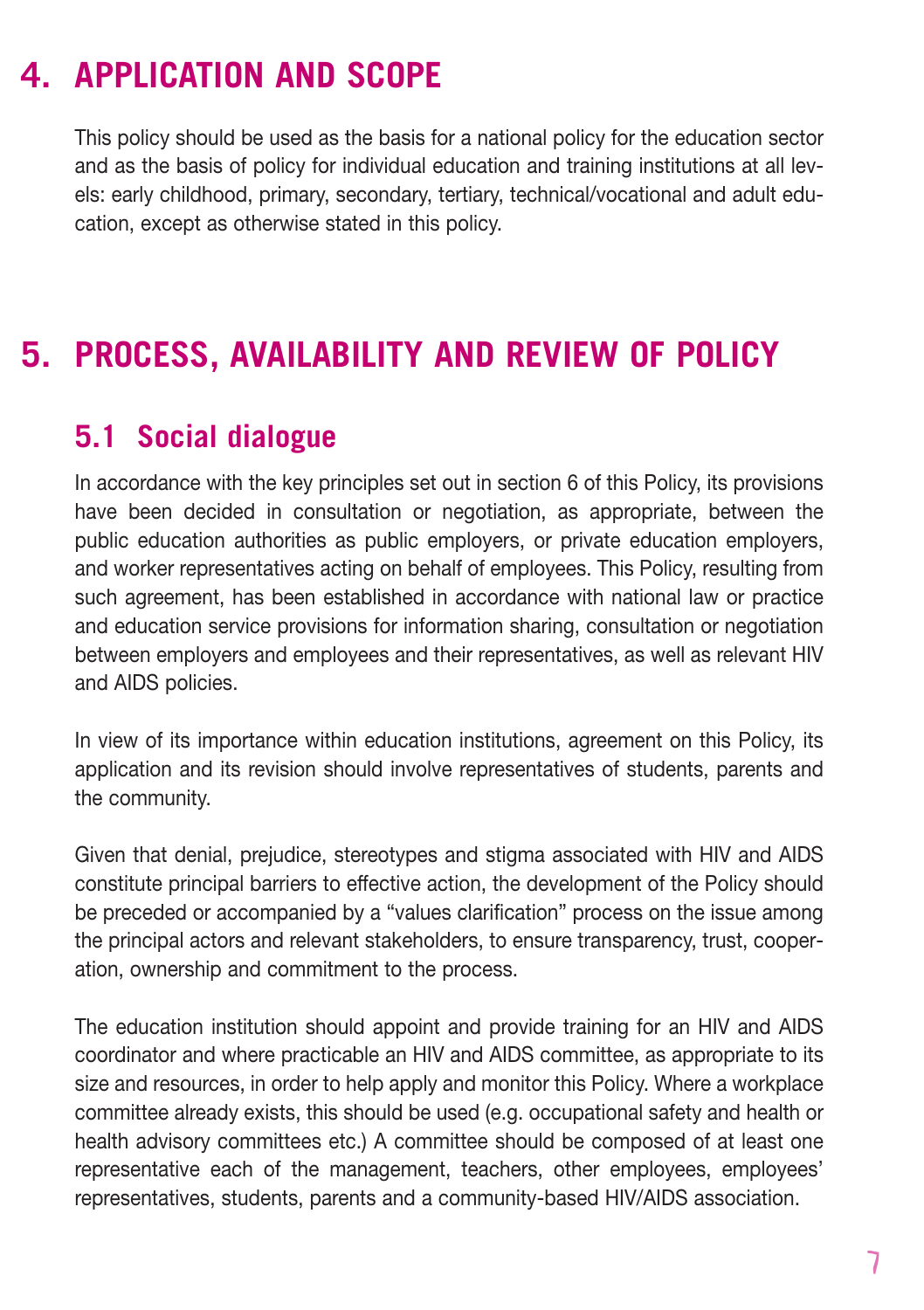# 4. APPLICATION AND SCOPE

This policy should be used as the basis for a national policy for the education sector and as the basis of policy for individual education and training institutions at all levels: early childhood, primary, secondary, tertiary, technical/vocational and adult education, except as otherwise stated in this policy.

# 5. PROCESS, AVAILABILITY AND REVIEW OF POLICY

## 5.1 Social dialogue

In accordance with the key principles set out in section 6 of this Policy, its provisions have been decided in consultation or negotiation, as appropriate, between the public education authorities as public employers, or private education employers, and worker representatives acting on behalf of employees. This Policy, resulting from such agreement, has been established in accordance with national law or practice and education service provisions for information sharing, consultation or negotiation between employers and employees and their representatives, as well as relevant HIV and AIDS policies.

In view of its importance within education institutions, agreement on this Policy, its application and its revision should involve representatives of students, parents and the community.

Given that denial, prejudice, stereotypes and stigma associated with HIV and AIDS constitute principal barriers to effective action, the development of the Policy should be preceded or accompanied by a "values clarification" process on the issue among the principal actors and relevant stakeholders, to ensure transparency, trust, cooperation, ownership and commitment to the process.

The education institution should appoint and provide training for an HIV and AIDS coordinator and where practicable an HIV and AIDS committee, as appropriate to its size and resources, in order to help apply and monitor this Policy. Where a workplace committee already exists, this should be used (e.g. occupational safety and health or health advisory committees etc.) A committee should be composed of at least one representative each of the management, teachers, other employees, employees' representatives, students, parents and a community-based HIV/AIDS association.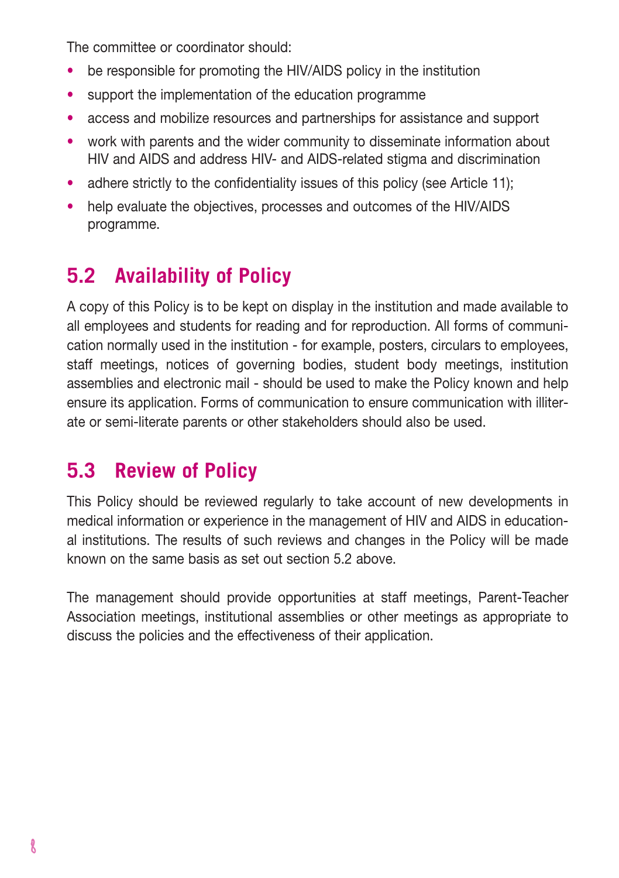The committee or coordinator should:

- be responsible for promoting the HIV/AIDS policy in the institution
- support the implementation of the education programme
- access and mobilize resources and partnerships for assistance and support
- work with parents and the wider community to disseminate information about HIV and AIDS and address HIV- and AIDS-related stigma and discrimination
- adhere strictly to the confidentiality issues of this policy (see Article 11);
- help evaluate the objectives, processes and outcomes of the HIV/AIDS programme.

## 5.2 Availability of Policy

A copy of this Policy is to be kept on display in the institution and made available to all employees and students for reading and for reproduction. All forms of communication normally used in the institution - for example, posters, circulars to employees, staff meetings, notices of governing bodies, student body meetings, institution assemblies and electronic mail - should be used to make the Policy known and help ensure its application. Forms of communication to ensure communication with illiterate or semi-literate parents or other stakeholders should also be used.

## 5.3 Review of Policy

This Policy should be reviewed regularly to take account of new developments in medical information or experience in the management of HIV and AIDS in educational institutions. The results of such reviews and changes in the Policy will be made known on the same basis as set out section 5.2 above.

The management should provide opportunities at staff meetings, Parent-Teacher Association meetings, institutional assemblies or other meetings as appropriate to discuss the policies and the effectiveness of their application.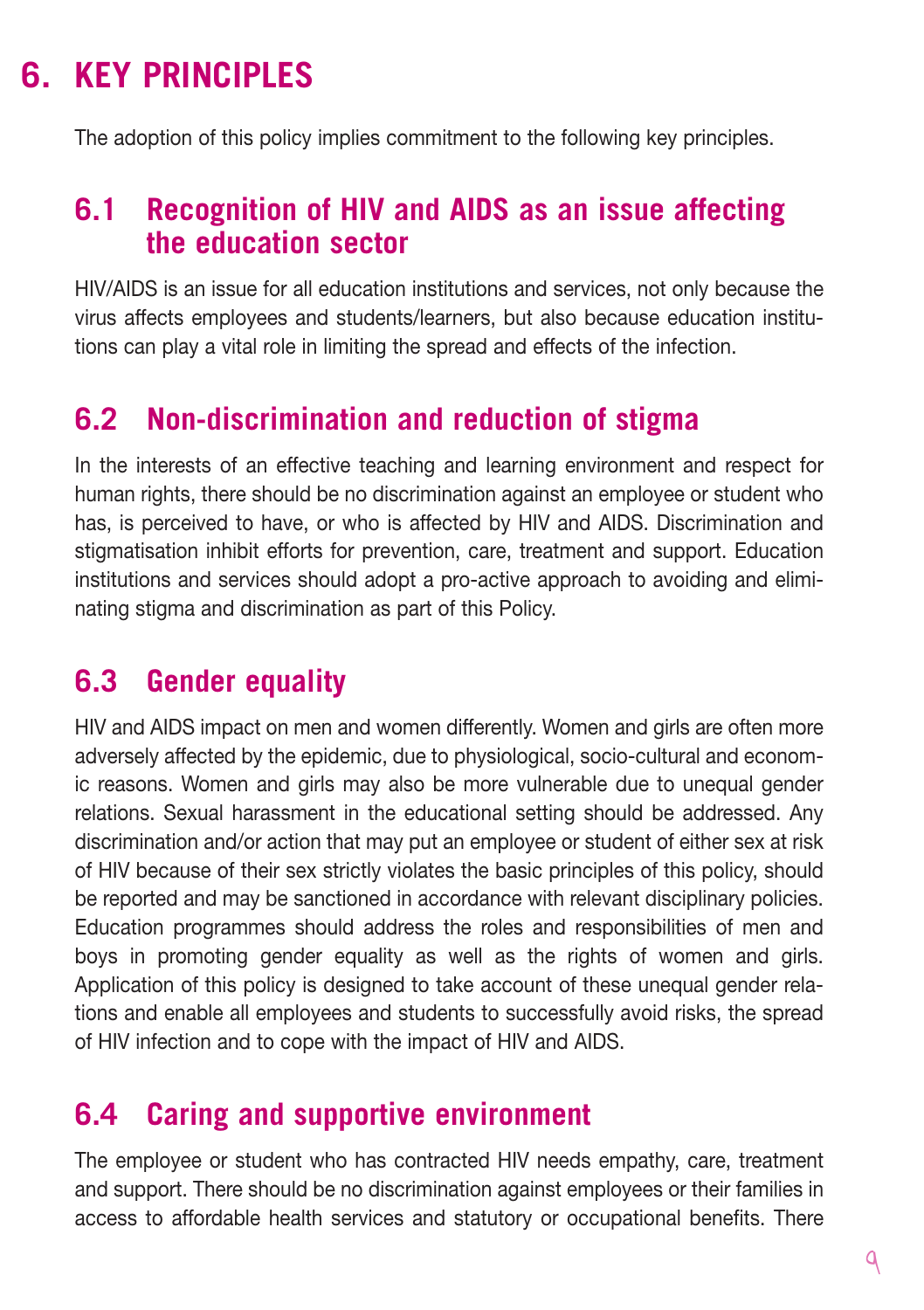# 6. KEY PRINCIPLES

The adoption of this policy implies commitment to the following key principles.

## 6.1 Recognition of HIV and AIDS as an issue affecting the education sector

HIV/AIDS is an issue for all education institutions and services, not only because the virus affects employees and students/learners, but also because education institutions can play a vital role in limiting the spread and effects of the infection.

## 6.2 Non-discrimination and reduction of stigma

In the interests of an effective teaching and learning environment and respect for human rights, there should be no discrimination against an employee or student who has, is perceived to have, or who is affected by HIV and AIDS. Discrimination and stigmatisation inhibit efforts for prevention, care, treatment and support. Education institutions and services should adopt a pro-active approach to avoiding and eliminating stigma and discrimination as part of this Policy.

## 6.3 Gender equality

HIV and AIDS impact on men and women differently. Women and girls are often more adversely affected by the epidemic, due to physiological, socio-cultural and economic reasons. Women and girls may also be more vulnerable due to unequal gender relations. Sexual harassment in the educational setting should be addressed. Any discrimination and/or action that may put an employee or student of either sex at risk of HIV because of their sex strictly violates the basic principles of this policy, should be reported and may be sanctioned in accordance with relevant disciplinary policies. Education programmes should address the roles and responsibilities of men and boys in promoting gender equality as well as the rights of women and girls. Application of this policy is designed to take account of these unequal gender relations and enable all employees and students to successfully avoid risks, the spread of HIV infection and to cope with the impact of HIV and AIDS.

## 6.4 Caring and supportive environment

The employee or student who has contracted HIV needs empathy, care, treatment and support. There should be no discrimination against employees or their families in access to affordable health services and statutory or occupational benefits. There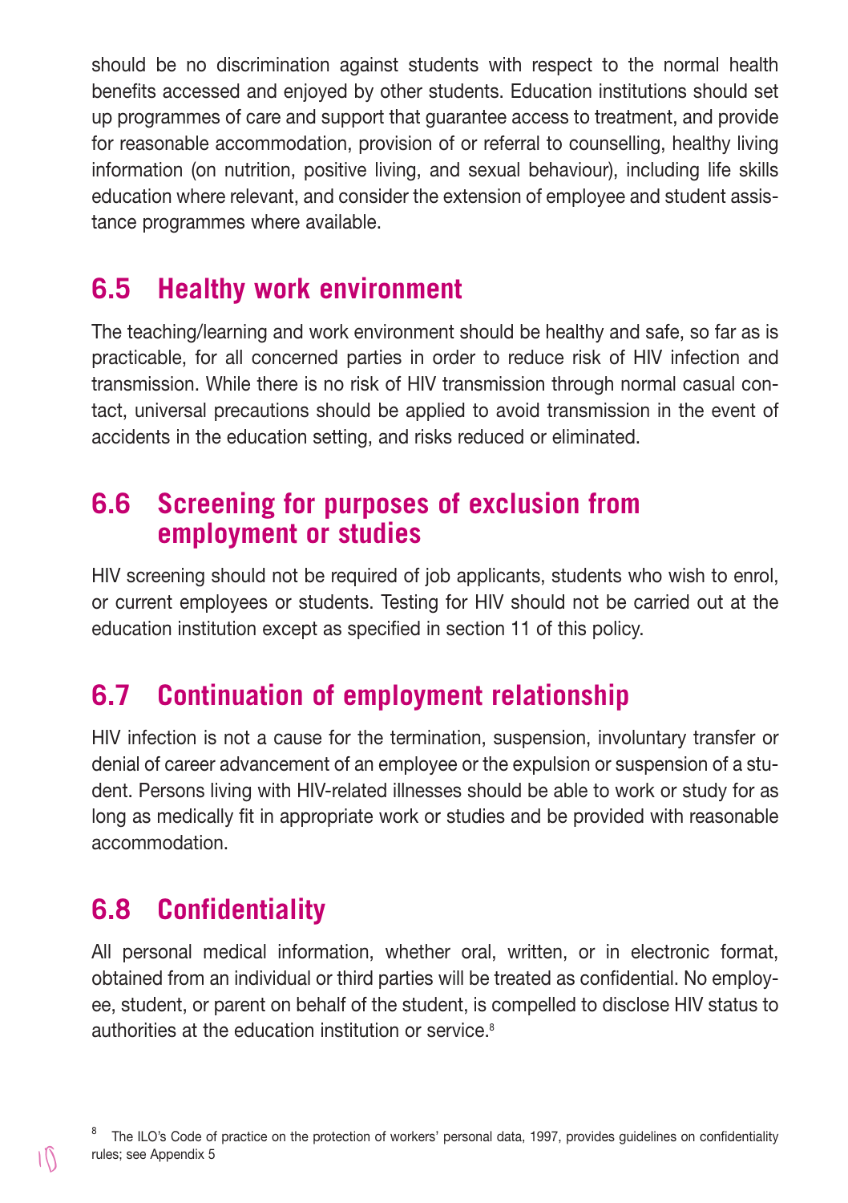should be no discrimination against students with respect to the normal health benefits accessed and enjoyed by other students. Education institutions should set up programmes of care and support that guarantee access to treatment, and provide for reasonable accommodation, provision of or referral to counselling, healthy living information (on nutrition, positive living, and sexual behaviour), including life skills education where relevant, and consider the extension of employee and student assistance programmes where available.

## 6.5 Healthy work environment

The teaching/learning and work environment should be healthy and safe, so far as is practicable, for all concerned parties in order to reduce risk of HIV infection and transmission. While there is no risk of HIV transmission through normal casual contact, universal precautions should be applied to avoid transmission in the event of accidents in the education setting, and risks reduced or eliminated.

## 6.6 Screening for purposes of exclusion from employment or studies

HIV screening should not be required of job applicants, students who wish to enrol, or current employees or students. Testing for HIV should not be carried out at the education institution except as specified in section 11 of this policy.

## 6.7 Continuation of employment relationship

HIV infection is not a cause for the termination, suspension, involuntary transfer or denial of career advancement of an employee or the expulsion or suspension of a student. Persons living with HIV-related illnesses should be able to work or study for as long as medically fit in appropriate work or studies and be provided with reasonable accommodation.

## 6.8 Confidentiality

All personal medical information, whether oral, written, or in electronic format, obtained from an individual or third parties will be treated as confidential. No employee, student, or parent on behalf of the student, is compelled to disclose HIV status to authorities at the education institution or service.[8]

[8] The ILO's Code of practice on the protection of workers' personal data, 1997, provides guidelines on confidentiality rules; see Appendix 5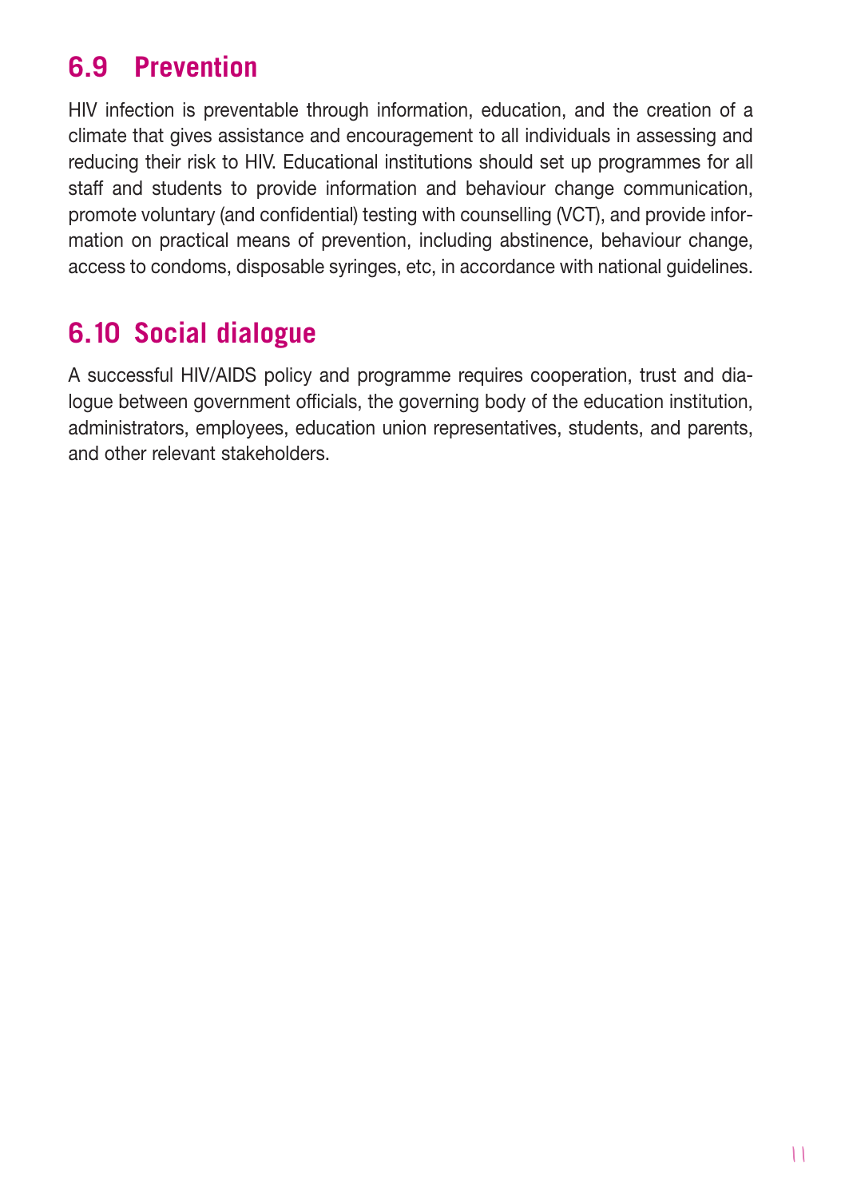## 6.9 Prevention

HIV infection is preventable through information, education, and the creation of a climate that gives assistance and encouragement to all individuals in assessing and reducing their risk to HIV. Educational institutions should set up programmes for all staff and students to provide information and behaviour change communication, promote voluntary (and confidential) testing with counselling (VCT), and provide information on practical means of prevention, including abstinence, behaviour change, access to condoms, disposable syringes, etc, in accordance with national guidelines.

## 6.10 Social dialogue

A successful HIV/AIDS policy and programme requires cooperation, trust and dialogue between government officials, the governing body of the education institution, administrators, employees, education union representatives, students, and parents, and other relevant stakeholders.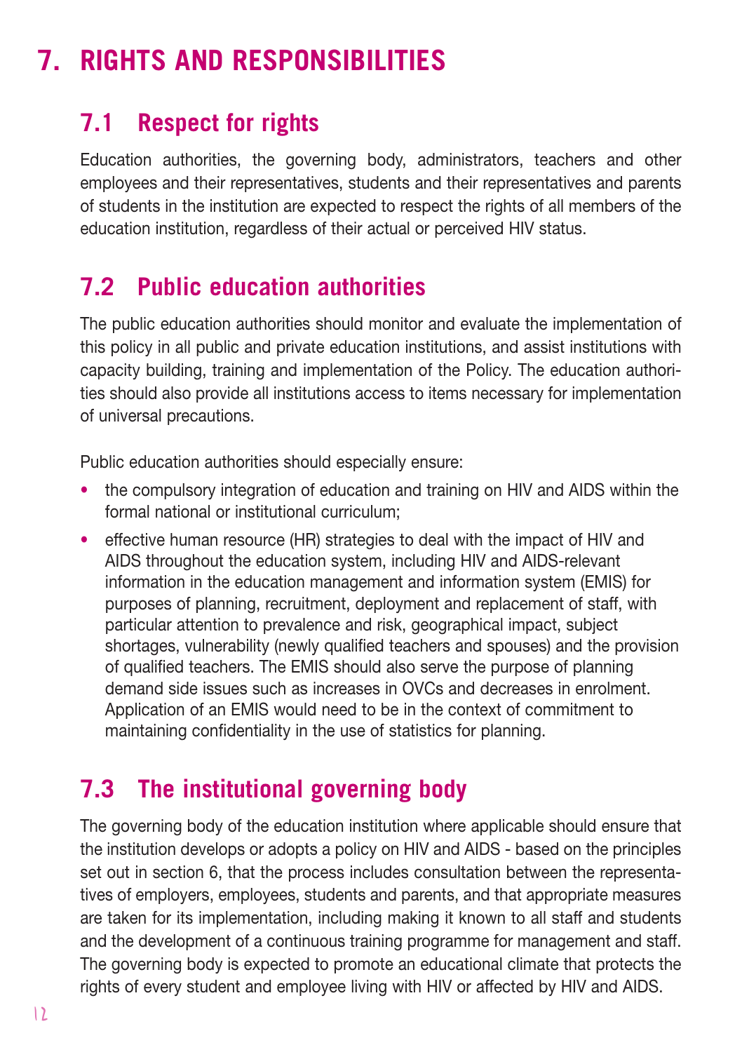# 7. RIGHTS AND RESPONSIBILITIES

## 7.1 Respect for rights

Education authorities, the governing body, administrators, teachers and other employees and their representatives, students and their representatives and parents of students in the institution are expected to respect the rights of all members of the education institution, regardless of their actual or perceived HIV status.

## 7.2 Public education authorities

The public education authorities should monitor and evaluate the implementation of this policy in all public and private education institutions, and assist institutions with capacity building, training and implementation of the Policy. The education authorities should also provide all institutions access to items necessary for implementation of universal precautions.

Public education authorities should especially ensure:

- the compulsory integration of education and training on HIV and AIDS within the formal national or institutional curriculum;
- effective human resource (HR) strategies to deal with the impact of HIV and AIDS throughout the education system, including HIV and AIDS-relevant information in the education management and information system (EMIS) for purposes of planning, recruitment, deployment and replacement of staff, with particular attention to prevalence and risk, geographical impact, subject shortages, vulnerability (newly qualified teachers and spouses) and the provision of qualified teachers. The EMIS should also serve the purpose of planning demand side issues such as increases in OVCs and decreases in enrolment. Application of an EMIS would need to be in the context of commitment to maintaining confidentiality in the use of statistics for planning.

## 7.3 The institutional governing body

The governing body of the education institution where applicable should ensure that the institution develops or adopts a policy on HIV and AIDS - based on the principles set out in section 6, that the process includes consultation between the representatives of employers, employees, students and parents, and that appropriate measures are taken for its implementation, including making it known to all staff and students and the development of a continuous training programme for management and staff. The governing body is expected to promote an educational climate that protects the rights of every student and employee living with HIV or affected by HIV and AIDS.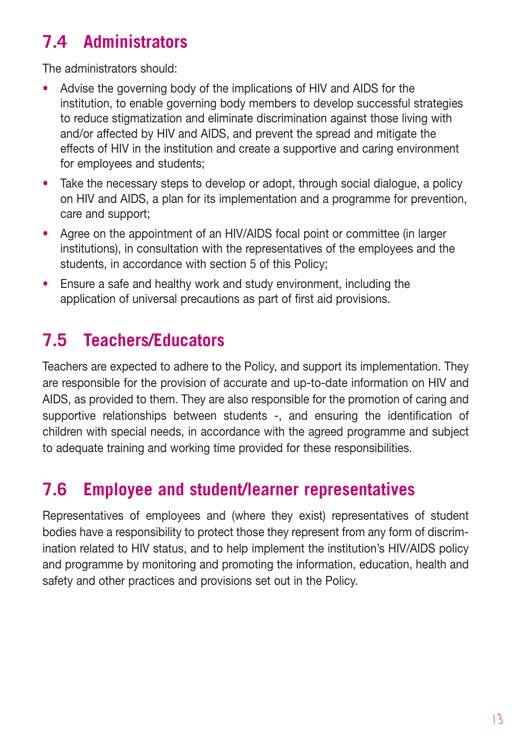## 7.4 Administrators

The administrators should:

- Advise the governing body of the implications of HIV and AIDS for the institution, to enable governing body members to develop successful strategies to reduce stigmatization and eliminate discrimination against those living with and/or affected by HIV and AIDS, and prevent the spread and mitigate the effects of HIV in the institution and create a supportive and caring environment for employees and students;
- Take the necessary steps to develop or adopt, through social dialogue, a policy on HIV and AIDS, a plan for its implementation and a programme for prevention, care and support;
- Agree on the appointment of an HIV/AIDS focal point or committee (in larger institutions), in consultation with the representatives of the employees and the students, in accordance with section 5 of this Policy;
- Ensure a safe and healthy work and study environment, including the application of universal precautions as part of first aid provisions.

## 7.5 Teachers/Educators

Teachers are expected to adhere to the Policy, and support its implementation. They are responsible for the provision of accurate and up-to-date information on HIV and AIDS, as provided to them. They are also responsible for the promotion of caring and supportive relationships between students -, and ensuring the identification of children with special needs, in accordance with the agreed programme and subject to adequate training and working time provided for these responsibilities.

## 7.6 Employee and student/learner representatives

Representatives of employees and (where they exist) representatives of student bodies have a responsibility to protect those they represent from any form of discrimination related to HIV status, and to help implement the institution's HIV/AIDS policy and programme by monitoring and promoting the information, education, health and safety and other practices and provisions set out in the Policy.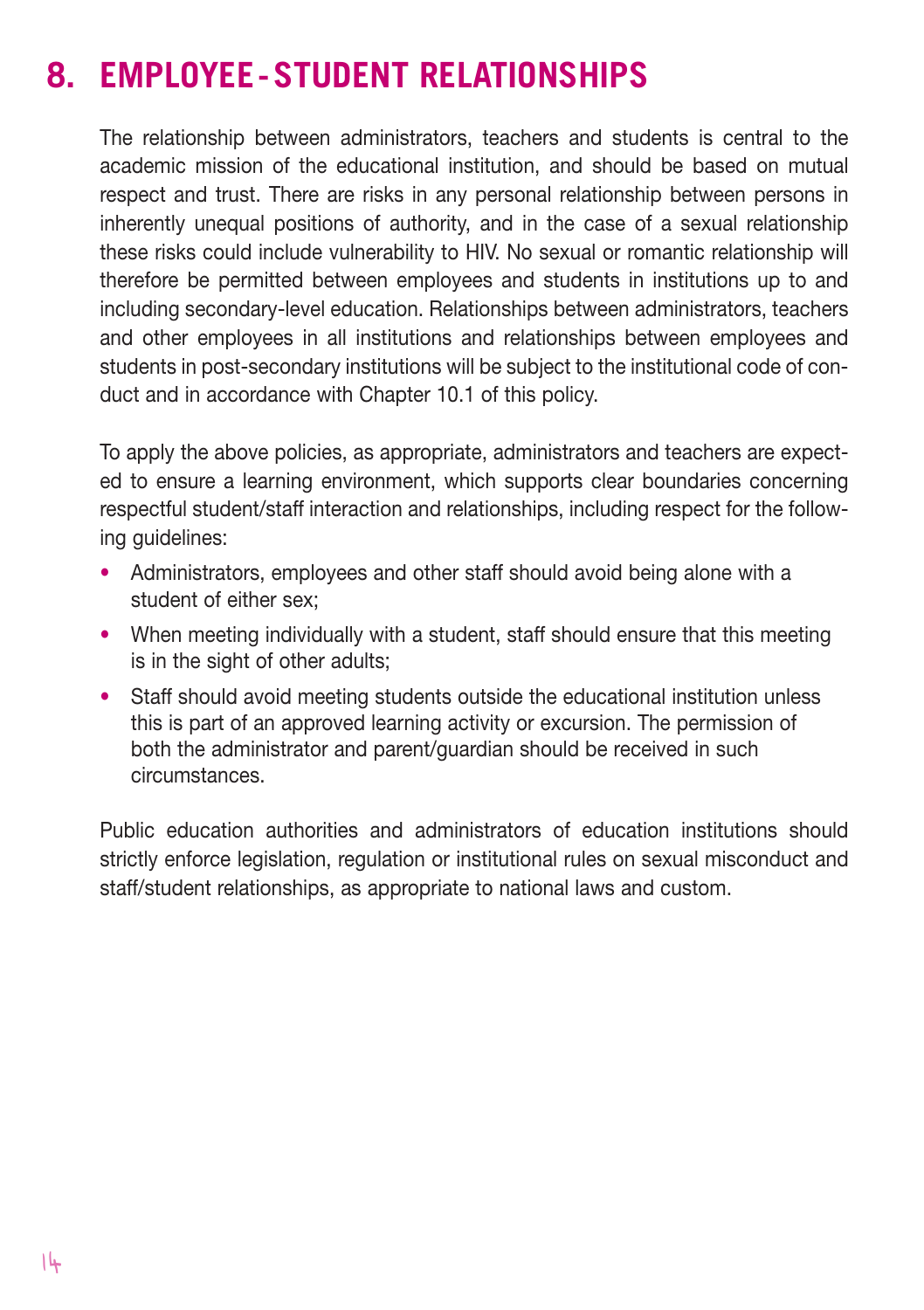# 8. EMPLOYEE-STUDENT RELATIONSHIPS

The relationship between administrators, teachers and students is central to the academic mission of the educational institution, and should be based on mutual respect and trust. There are risks in any personal relationship between persons in inherently unequal positions of authority, and in the case of a sexual relationship these risks could include vulnerability to HIV. No sexual or romantic relationship will therefore be permitted between employees and students in institutions up to and including secondary-level education. Relationships between administrators, teachers and other employees in all institutions and relationships between employees and students in post-secondary institutions will be subject to the institutional code of conduct and in accordance with Chapter 10.1 of this policy.

To apply the above policies, as appropriate, administrators and teachers are expected to ensure a learning environment, which supports clear boundaries concerning respectful student/staff interaction and relationships, including respect for the following guidelines:

- Administrators, employees and other staff should avoid being alone with a student of either sex;
- When meeting individually with a student, staff should ensure that this meeting is in the sight of other adults;
- Staff should avoid meeting students outside the educational institution unless this is part of an approved learning activity or excursion. The permission of both the administrator and parent/guardian should be received in such circumstances.

Public education authorities and administrators of education institutions should strictly enforce legislation, regulation or institutional rules on sexual misconduct and staff/student relationships, as appropriate to national laws and custom.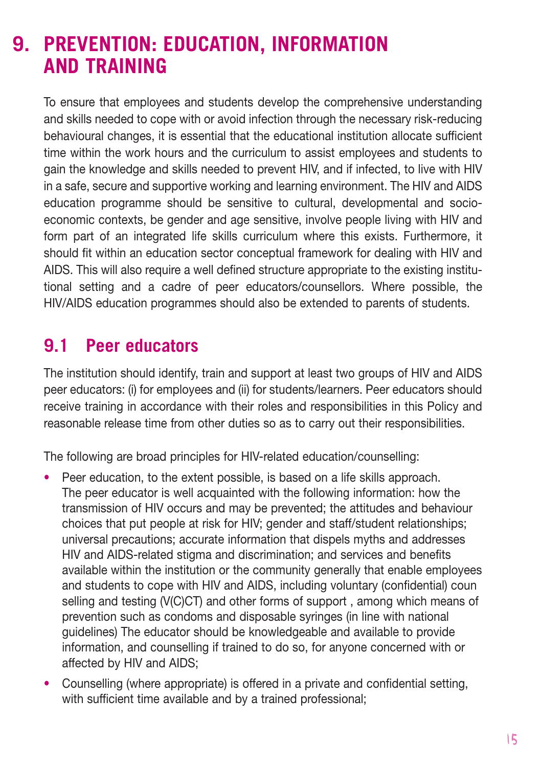# 9. PREVENTION: EDUCATION, INFORMATION AND TRAINING

To ensure that employees and students develop the comprehensive understanding and skills needed to cope with or avoid infection through the necessary risk-reducing behavioural changes, it is essential that the educational institution allocate sufficient time within the work hours and the curriculum to assist employees and students to gain the knowledge and skills needed to prevent HIV, and if infected, to live with HIV in a safe, secure and supportive working and learning environment. The HIV and AIDS education programme should be sensitive to cultural, developmental and socio-economic contexts, be gender and age sensitive, involve people living with HIV and form part of an integrated life skills curriculum where this exists. Furthermore, it should fit within an education sector conceptual framework for dealing with HIV and AIDS. This will also require a well defined structure appropriate to the existing institutional setting and a cadre of peer educators/counsellors. Where possible, the HIV/AIDS education programmes should also be extended to parents of students.

## 9.1 Peer educators

The institution should identify, train and support at least two groups of HIV and AIDS peer educators: (i) for employees and (ii) for students/learners. Peer educators should receive training in accordance with their roles and responsibilities in this Policy and reasonable release time from other duties so as to carry out their responsibilities.

The following are broad principles for HIV-related education/counselling:

- Peer education, to the extent possible, is based on a life skills approach. The peer educator is well acquainted with the following information: how the transmission of HIV occurs and may be prevented; the attitudes and behaviour choices that put people at risk for HIV; gender and staff/student relationships; universal precautions; accurate information that dispels myths and addresses HIV and AIDS-related stigma and discrimination; and services and benefits available within the institution or the community generally that enable employees and students to cope with HIV and AIDS, including voluntary (confidential) coun selling and testing (V(C)CT) and other forms of support , among which means of prevention such as condoms and disposable syringes (in line with national guidelines) The educator should be knowledgeable and available to provide information, and counselling if trained to do so, for anyone concerned with or affected by HIV and AIDS;
- Counselling (where appropriate) is offered in a private and confidential setting, with sufficient time available and by a trained professional;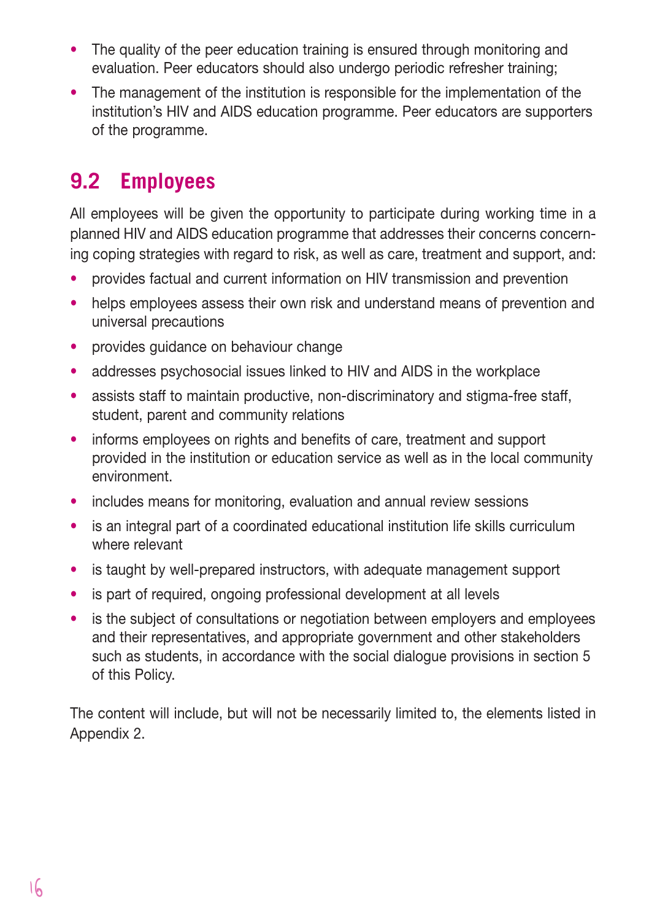- The quality of the peer education training is ensured through monitoring and evaluation. Peer educators should also undergo periodic refresher training;
- The management of the institution is responsible for the implementation of the institution's HIV and AIDS education programme. Peer educators are supporters of the programme.

## 9.2 Employees

All employees will be given the opportunity to participate during working time in a planned HIV and AIDS education programme that addresses their concerns concerning coping strategies with regard to risk, as well as care, treatment and support, and:

- provides factual and current information on HIV transmission and prevention
- helps employees assess their own risk and understand means of prevention and universal precautions
- provides guidance on behaviour change
- addresses psychosocial issues linked to HIV and AIDS in the workplace
- assists staff to maintain productive, non-discriminatory and stigma-free staff, student, parent and community relations
- informs employees on rights and benefits of care, treatment and support provided in the institution or education service as well as in the local community environment.
- includes means for monitoring, evaluation and annual review sessions
- is an integral part of a coordinated educational institution life skills curriculum where relevant
- is taught by well-prepared instructors, with adequate management support
- is part of required, ongoing professional development at all levels
- is the subject of consultations or negotiation between employers and employees and their representatives, and appropriate government and other stakeholders such as students, in accordance with the social dialogue provisions in section 5 of this Policy.

The content will include, but will not be necessarily limited to, the elements listed in Appendix 2.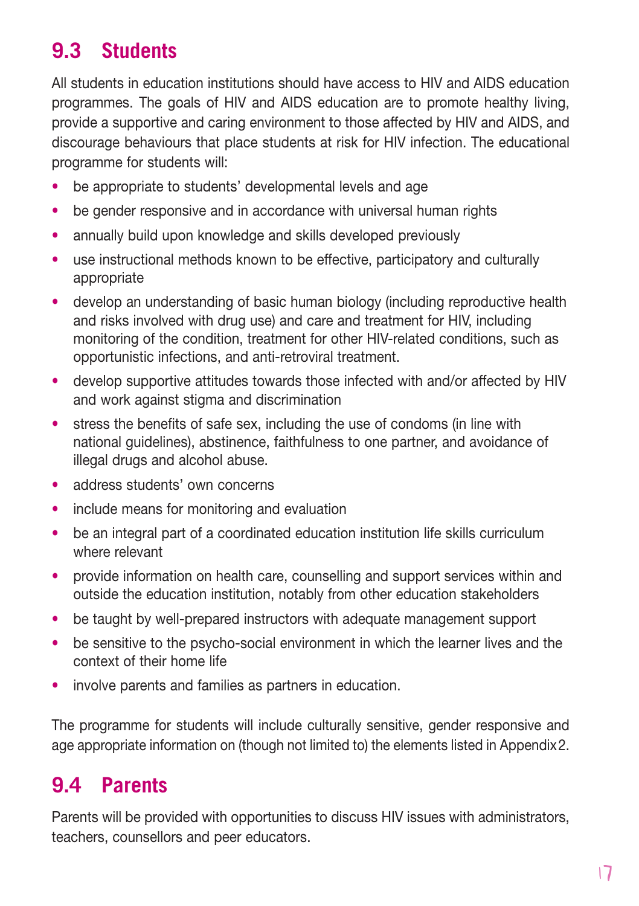## 9.3 Students

All students in education institutions should have access to HIV and AIDS education programmes. The goals of HIV and AIDS education are to promote healthy living, provide a supportive and caring environment to those affected by HIV and AIDS, and discourage behaviours that place students at risk for HIV infection. The educational programme for students will:

- be appropriate to students' developmental levels and age
- be gender responsive and in accordance with universal human rights
- annually build upon knowledge and skills developed previously
- use instructional methods known to be effective, participatory and culturally appropriate
- develop an understanding of basic human biology (including reproductive health and risks involved with drug use) and care and treatment for HIV, including monitoring of the condition, treatment for other HIV-related conditions, such as opportunistic infections, and anti-retroviral treatment.
- develop supportive attitudes towards those infected with and/or affected by HIV and work against stigma and discrimination
- stress the benefits of safe sex, including the use of condoms (in line with national guidelines), abstinence, faithfulness to one partner, and avoidance of illegal drugs and alcohol abuse.
- address students' own concerns
- include means for monitoring and evaluation
- be an integral part of a coordinated education institution life skills curriculum where relevant
- provide information on health care, counselling and support services within and outside the education institution, notably from other education stakeholders
- be taught by well-prepared instructors with adequate management support
- be sensitive to the psycho-social environment in which the learner lives and the context of their home life
- involve parents and families as partners in education.

The programme for students will include culturally sensitive, gender responsive and age appropriate information on (though not limited to) the elements listed in Appendix 2.

## 9.4 Parents

Parents will be provided with opportunities to discuss HIV issues with administrators, teachers, counsellors and peer educators.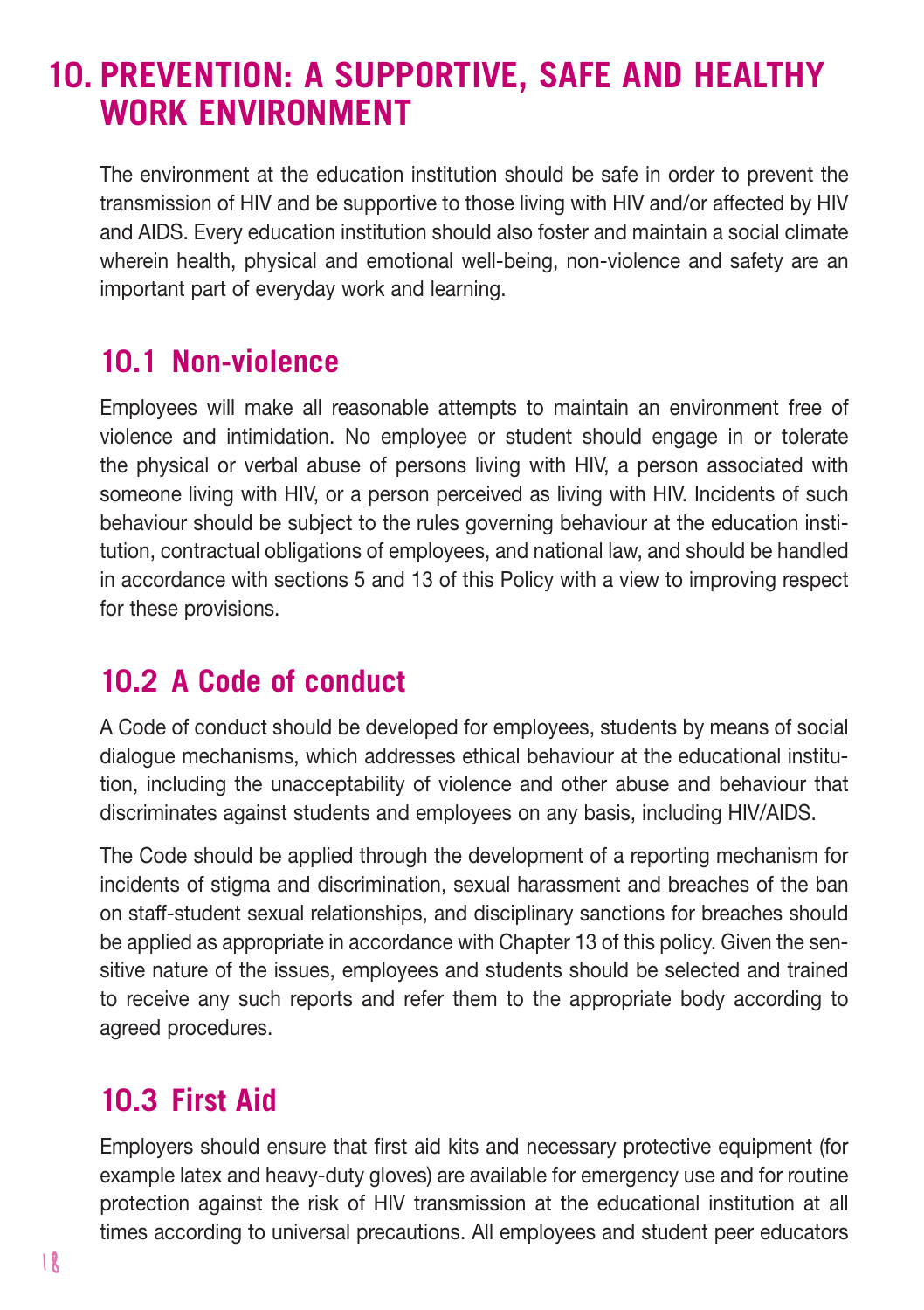# 10. PREVENTION: A SUPPORTIVE, SAFE AND HEALTHY WORK ENVIRONMENT

The environment at the education institution should be safe in order to prevent the transmission of HIV and be supportive to those living with HIV and/or affected by HIV and AIDS. Every education institution should also foster and maintain a social climate wherein health, physical and emotional well-being, non-violence and safety are an important part of everyday work and learning.

## 10.1 Non-violence

Employees will make all reasonable attempts to maintain an environment free of violence and intimidation. No employee or student should engage in or tolerate the physical or verbal abuse of persons living with HIV, a person associated with someone living with HIV, or a person perceived as living with HIV. Incidents of such behaviour should be subject to the rules governing behaviour at the education institution, contractual obligations of employees, and national law, and should be handled in accordance with sections 5 and 13 of this Policy with a view to improving respect for these provisions.

## 10.2 A Code of conduct

A Code of conduct should be developed for employees, students by means of social dialogue mechanisms, which addresses ethical behaviour at the educational institution, including the unacceptability of violence and other abuse and behaviour that discriminates against students and employees on any basis, including HIV/AIDS.

The Code should be applied through the development of a reporting mechanism for incidents of stigma and discrimination, sexual harassment and breaches of the ban on staff-student sexual relationships, and disciplinary sanctions for breaches should be applied as appropriate in accordance with Chapter 13 of this policy. Given the sensitive nature of the issues, employees and students should be selected and trained to receive any such reports and refer them to the appropriate body according to agreed procedures.

## 10.3 First Aid

Employers should ensure that first aid kits and necessary protective equipment (for example latex and heavy-duty gloves) are available for emergency use and for routine protection against the risk of HIV transmission at the educational institution at all times according to universal precautions. All employees and student peer educators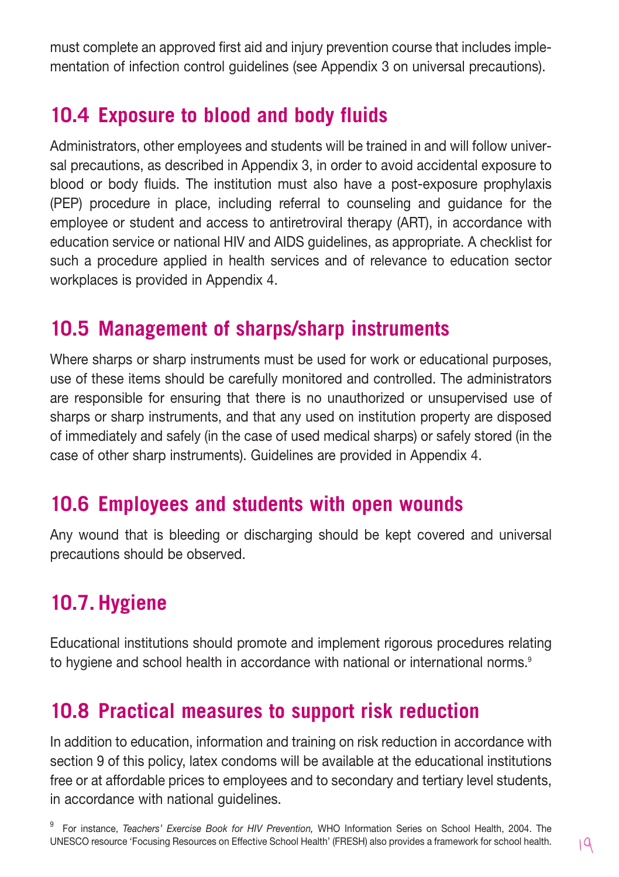must complete an approved first aid and injury prevention course that includes implementation of infection control guidelines (see Appendix 3 on universal precautions).

## 10.4 Exposure to blood and body fluids

Administrators, other employees and students will be trained in and will follow universal precautions, as described in Appendix 3, in order to avoid accidental exposure to blood or body fluids. The institution must also have a post-exposure prophylaxis (PEP) procedure in place, including referral to counseling and guidance for the employee or student and access to antiretroviral therapy (ART), in accordance with education service or national HIV and AIDS guidelines, as appropriate. A checklist for such a procedure applied in health services and of relevance to education sector workplaces is provided in Appendix 4.

## 10.5 Management of sharps/sharp instruments

Where sharps or sharp instruments must be used for work or educational purposes, use of these items should be carefully monitored and controlled. The administrators are responsible for ensuring that there is no unauthorized or unsupervised use of sharps or sharp instruments, and that any used on institution property are disposed of immediately and safely (in the case of used medical sharps) or safely stored (in the case of other sharp instruments). Guidelines are provided in Appendix 4.

## 10.6 Employees and students with open wounds

Any wound that is bleeding or discharging should be kept covered and universal precautions should be observed.

## 10.7. Hygiene

Educational institutions should promote and implement rigorous procedures relating to hygiene and school health in accordance with national or international norms.[9]

## 10.8 Practical measures to support risk reduction

In addition to education, information and training on risk reduction in accordance with section 9 of this policy, latex condoms will be available at the educational institutions free or at affordable prices to employees and to secondary and tertiary level students, in accordance with national guidelines.

[9] For instance, *Teachers' Exercise Book for HIV Prevention,* WHO Information Series on School Health, 2004. The UNESCO resource 'Focusing Resources on Effective School Health' (FRESH) also provides a framework for school health.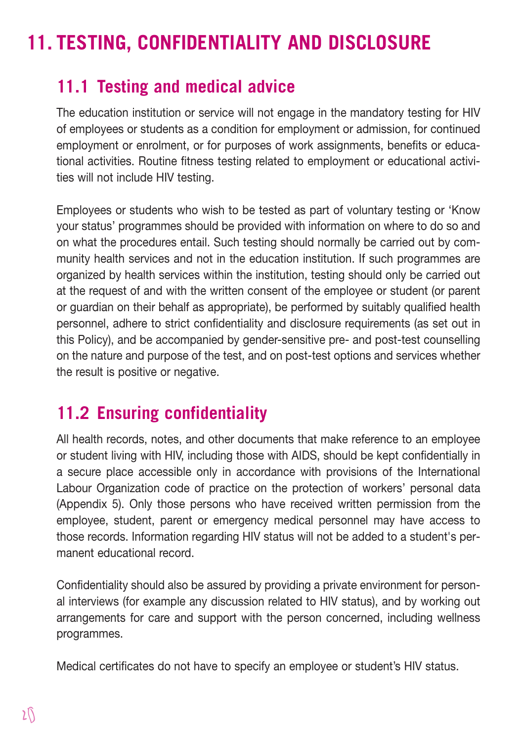# 11. TESTING, CONFIDENTIALITY AND DISCLOSURE

## 11.1 Testing and medical advice

The education institution or service will not engage in the mandatory testing for HIV of employees or students as a condition for employment or admission, for continued employment or enrolment, or for purposes of work assignments, benefits or educational activities. Routine fitness testing related to employment or educational activities will not include HIV testing.

Employees or students who wish to be tested as part of voluntary testing or 'Know your status' programmes should be provided with information on where to do so and on what the procedures entail. Such testing should normally be carried out by community health services and not in the education institution. If such programmes are organized by health services within the institution, testing should only be carried out at the request of and with the written consent of the employee or student (or parent or guardian on their behalf as appropriate), be performed by suitably qualified health personnel, adhere to strict confidentiality and disclosure requirements (as set out in this Policy), and be accompanied by gender-sensitive pre- and post-test counselling on the nature and purpose of the test, and on post-test options and services whether the result is positive or negative.

## 11.2 Ensuring confidentiality

All health records, notes, and other documents that make reference to an employee or student living with HIV, including those with AIDS, should be kept confidentially in a secure place accessible only in accordance with provisions of the International Labour Organization code of practice on the protection of workers' personal data (Appendix 5). Only those persons who have received written permission from the employee, student, parent or emergency medical personnel may have access to those records. Information regarding HIV status will not be added to a student's permanent educational record.

Confidentiality should also be assured by providing a private environment for personal interviews (for example any discussion related to HIV status), and by working out arrangements for care and support with the person concerned, including wellness programmes.

Medical certificates do not have to specify an employee or student's HIV status.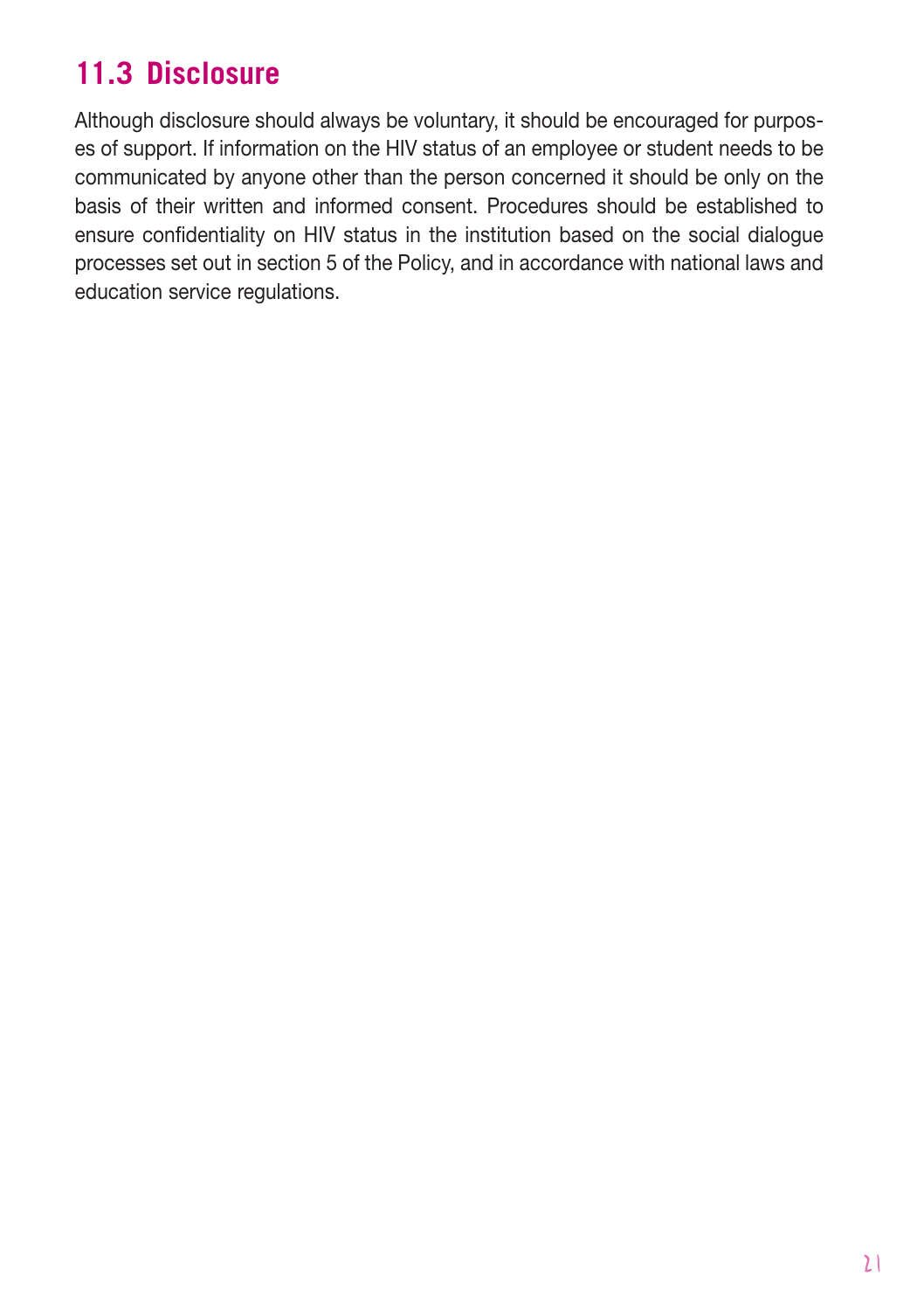## 11.3 Disclosure

Although disclosure should always be voluntary, it should be encouraged for purposes of support. If information on the HIV status of an employee or student needs to be communicated by anyone other than the person concerned it should be only on the basis of their written and informed consent. Procedures should be established to ensure confidentiality on HIV status in the institution based on the social dialogue processes set out in section 5 of the Policy, and in accordance with national laws and education service regulations.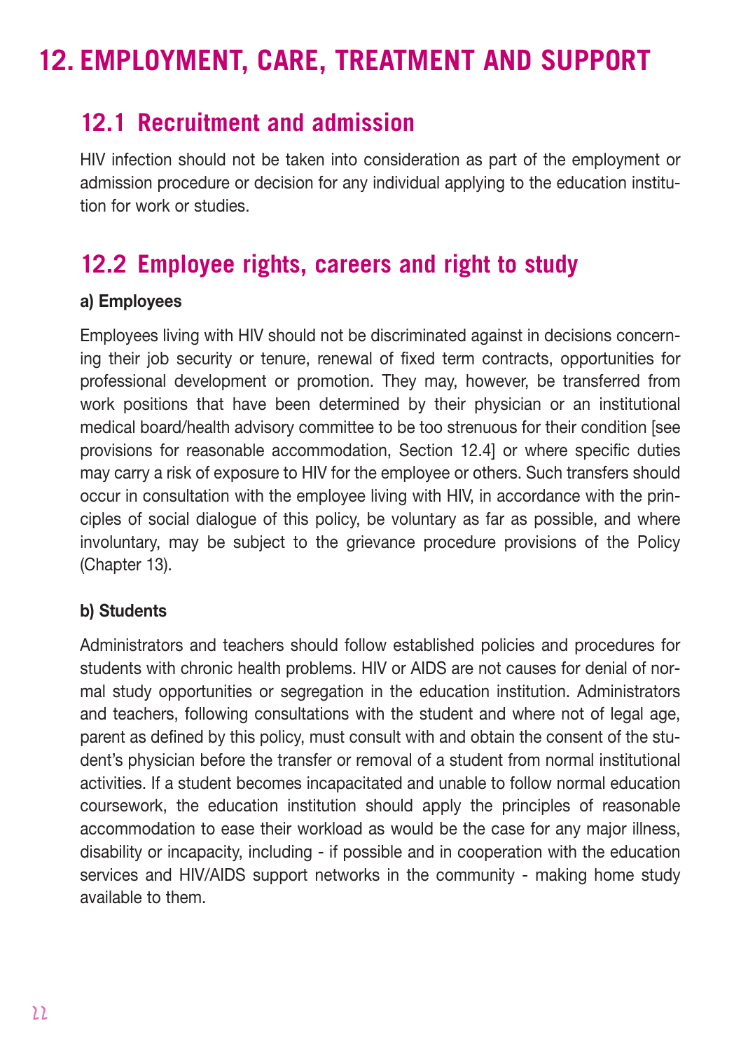# 12. EMPLOYMENT, CARE, TREATMENT AND SUPPORT

## 12.1 Recruitment and admission

HIV infection should not be taken into consideration as part of the employment or admission procedure or decision for any individual applying to the education institution for work or studies.

## 12.2 Employee rights, careers and right to study

**a) Employees**

Employees living with HIV should not be discriminated against in decisions concerning their job security or tenure, renewal of fixed term contracts, opportunities for professional development or promotion. They may, however, be transferred from work positions that have been determined by their physician or an institutional medical board/health advisory committee to be too strenuous for their condition [see provisions for reasonable accommodation, Section 12.4] or where specific duties may carry a risk of exposure to HIV for the employee or others. Such transfers should occur in consultation with the employee living with HIV, in accordance with the principles of social dialogue of this policy, be voluntary as far as possible, and where involuntary, may be subject to the grievance procedure provisions of the Policy (Chapter 13).

**b) Students**

Administrators and teachers should follow established policies and procedures for students with chronic health problems. HIV or AIDS are not causes for denial of normal study opportunities or segregation in the education institution. Administrators and teachers, following consultations with the student and where not of legal age, parent as defined by this policy, must consult with and obtain the consent of the student's physician before the transfer or removal of a student from normal institutional activities. If a student becomes incapacitated and unable to follow normal education coursework, the education institution should apply the principles of reasonable accommodation to ease their workload as would be the case for any major illness, disability or incapacity, including - if possible and in cooperation with the education services and HIV/AIDS support networks in the community - making home study available to them.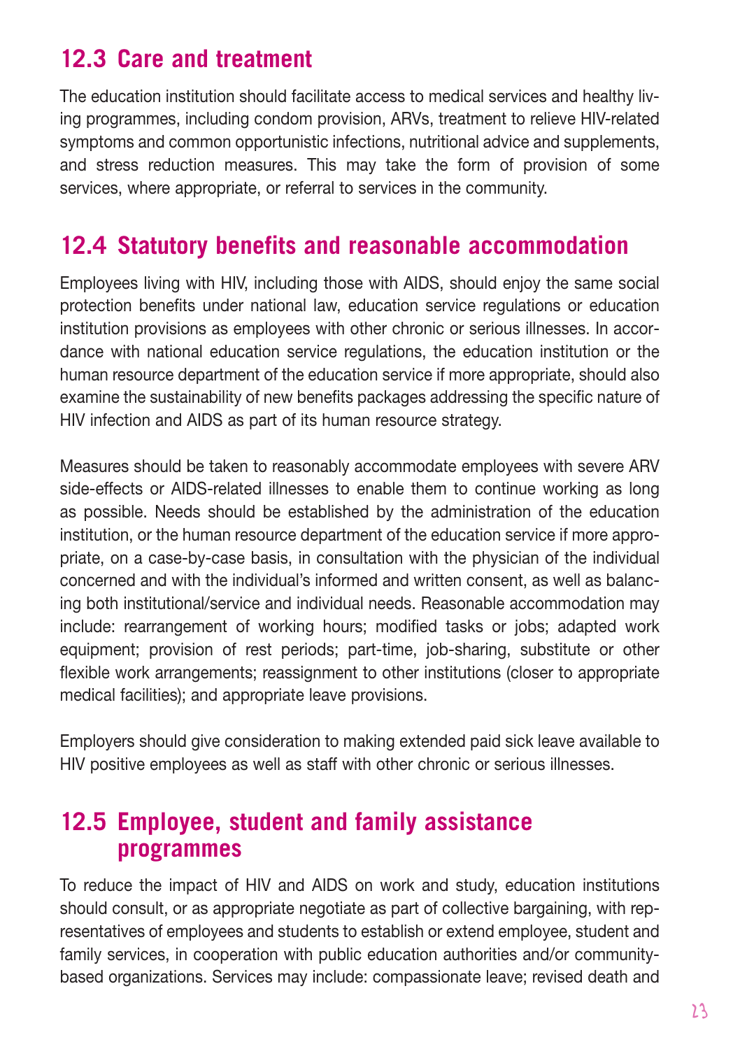## 12.3 Care and treatment

The education institution should facilitate access to medical services and healthy living programmes, including condom provision, ARVs, treatment to relieve HIV-related symptoms and common opportunistic infections, nutritional advice and supplements, and stress reduction measures. This may take the form of provision of some services, where appropriate, or referral to services in the community.

## 12.4 Statutory benefits and reasonable accommodation

Employees living with HIV, including those with AIDS, should enjoy the same social protection benefits under national law, education service regulations or education institution provisions as employees with other chronic or serious illnesses. In accordance with national education service regulations, the education institution or the human resource department of the education service if more appropriate, should also examine the sustainability of new benefits packages addressing the specific nature of HIV infection and AIDS as part of its human resource strategy.

Measures should be taken to reasonably accommodate employees with severe ARV side-effects or AIDS-related illnesses to enable them to continue working as long as possible. Needs should be established by the administration of the education institution, or the human resource department of the education service if more appropriate, on a case-by-case basis, in consultation with the physician of the individual concerned and with the individual's informed and written consent, as well as balancing both institutional/service and individual needs. Reasonable accommodation may include: rearrangement of working hours; modified tasks or jobs; adapted work equipment; provision of rest periods; part-time, job-sharing, substitute or other flexible work arrangements; reassignment to other institutions (closer to appropriate medical facilities); and appropriate leave provisions.

Employers should give consideration to making extended paid sick leave available to HIV positive employees as well as staff with other chronic or serious illnesses.

## 12.5 Employee, student and family assistance programmes

To reduce the impact of HIV and AIDS on work and study, education institutions should consult, or as appropriate negotiate as part of collective bargaining, with representatives of employees and students to establish or extend employee, student and family services, in cooperation with public education authorities and/or community-based organizations. Services may include: compassionate leave; revised death and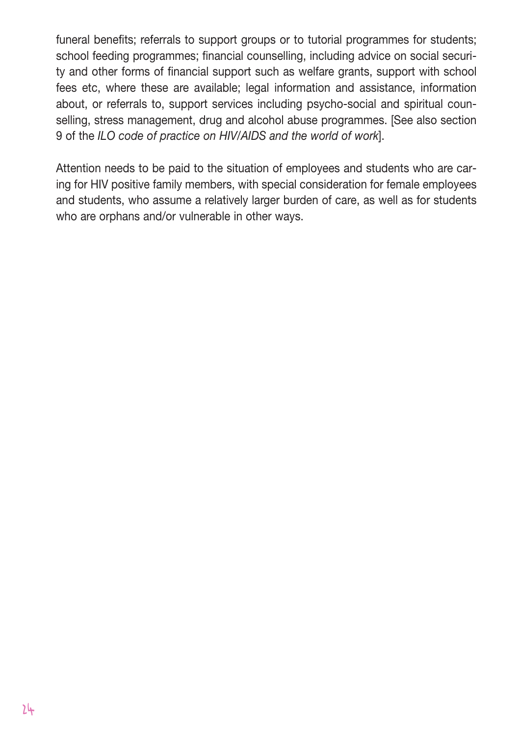funeral benefits; referrals to support groups or to tutorial programmes for students; school feeding programmes; financial counselling, including advice on social security and other forms of financial support such as welfare grants, support with school fees etc, where these are available; legal information and assistance, information about, or referrals to, support services including psycho-social and spiritual counselling, stress management, drug and alcohol abuse programmes. [See also section 9 of the *ILO code of practice on HIV/AIDS and the world of work*].

Attention needs to be paid to the situation of employees and students who are caring for HIV positive family members, with special consideration for female employees and students, who assume a relatively larger burden of care, as well as for students who are orphans and/or vulnerable in other ways.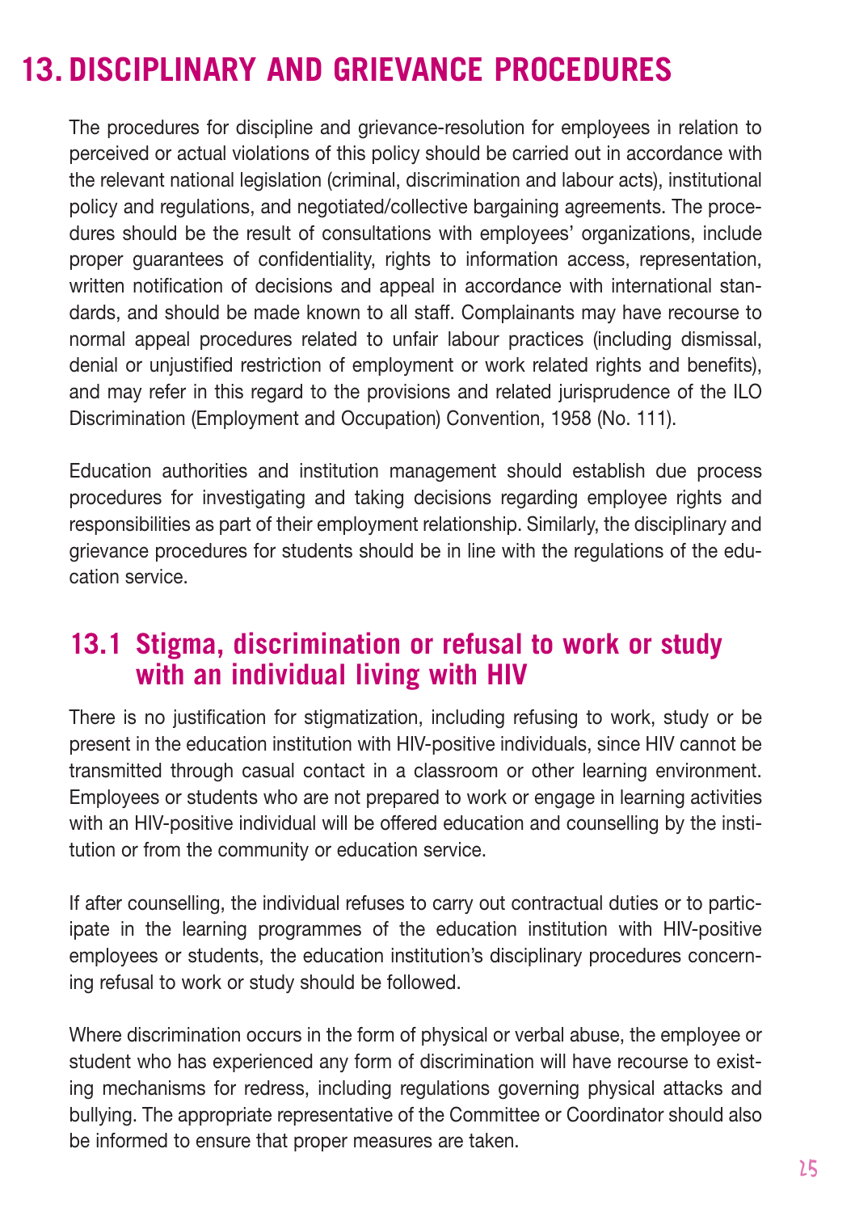# 13. DISCIPLINARY AND GRIEVANCE PROCEDURES

The procedures for discipline and grievance-resolution for employees in relation to perceived or actual violations of this policy should be carried out in accordance with the relevant national legislation (criminal, discrimination and labour acts), institutional policy and regulations, and negotiated/collective bargaining agreements. The procedures should be the result of consultations with employees' organizations, include proper guarantees of confidentiality, rights to information access, representation, written notification of decisions and appeal in accordance with international standards, and should be made known to all staff. Complainants may have recourse to normal appeal procedures related to unfair labour practices (including dismissal, denial or unjustified restriction of employment or work related rights and benefits), and may refer in this regard to the provisions and related jurisprudence of the ILO Discrimination (Employment and Occupation) Convention, 1958 (No. 111).

Education authorities and institution management should establish due process procedures for investigating and taking decisions regarding employee rights and responsibilities as part of their employment relationship. Similarly, the disciplinary and grievance procedures for students should be in line with the regulations of the education service.

## 13.1 Stigma, discrimination or refusal to work or study with an individual living with HIV

There is no justification for stigmatization, including refusing to work, study or be present in the education institution with HIV-positive individuals, since HIV cannot be transmitted through casual contact in a classroom or other learning environment. Employees or students who are not prepared to work or engage in learning activities with an HIV-positive individual will be offered education and counselling by the institution or from the community or education service.

If after counselling, the individual refuses to carry out contractual duties or to participate in the learning programmes of the education institution with HIV-positive employees or students, the education institution's disciplinary procedures concerning refusal to work or study should be followed.

Where discrimination occurs in the form of physical or verbal abuse, the employee or student who has experienced any form of discrimination will have recourse to existing mechanisms for redress, including regulations governing physical attacks and bullying. The appropriate representative of the Committee or Coordinator should also be informed to ensure that proper measures are taken.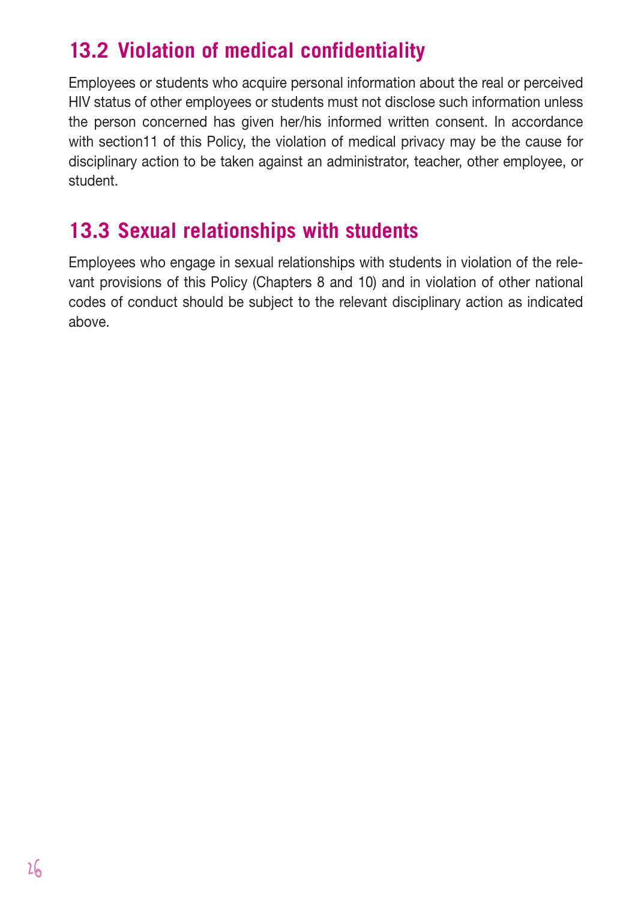## 13.2 Violation of medical confidentiality

Employees or students who acquire personal information about the real or perceived HIV status of other employees or students must not disclose such information unless the person concerned has given her/his informed written consent. In accordance with section11 of this Policy, the violation of medical privacy may be the cause for disciplinary action to be taken against an administrator, teacher, other employee, or student.

## 13.3 Sexual relationships with students

Employees who engage in sexual relationships with students in violation of the relevant provisions of this Policy (Chapters 8 and 10) and in violation of other national codes of conduct should be subject to the relevant disciplinary action as indicated above.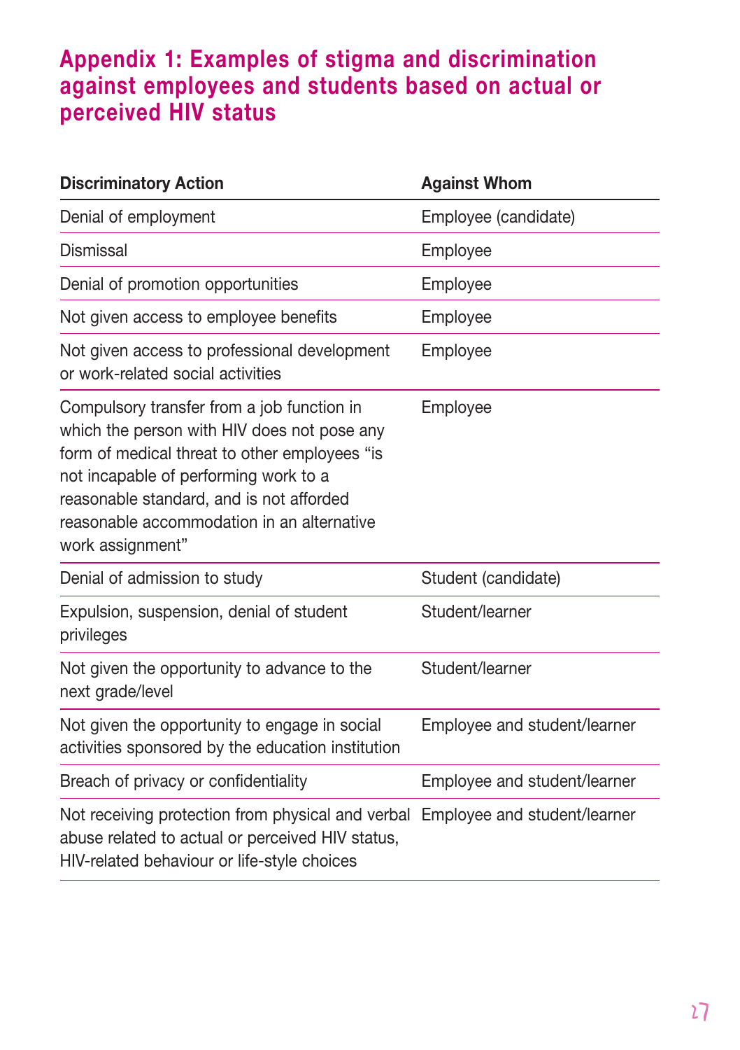# Appendix 1: Examples of stigma and discrimination against employees and students based on actual or perceived HIV status

| Discriminatory Action | Against Whom |
|---|---|
| Denial of employment | Employee (candidate) |
| Dismissal | Employee |
| Denial of promotion opportunities | Employee |
| Not given access to employee benefits | Employee |
| Not given access to professional development or work-related social activities | Employee |
| Compulsory transfer from a job function in which the person with HIV does not pose any form of medical threat to other employees "is not incapable of performing work to a reasonable standard, and is not afforded reasonable accommodation in an alternative work assignment" | Employee |
| Denial of admission to study | Student (candidate) |
| Expulsion, suspension, denial of student privileges | Student/learner |
| Not given the opportunity to advance to the next grade/level | Student/learner |
| Not given the opportunity to engage in social activities sponsored by the education institution | Employee and student/learner |
| Breach of privacy or confidentiality | Employee and student/learner |
| Not receiving protection from physical and verbal abuse related to actual or perceived HIV status, HIV-related behaviour or life-style choices | Employee and student/learner |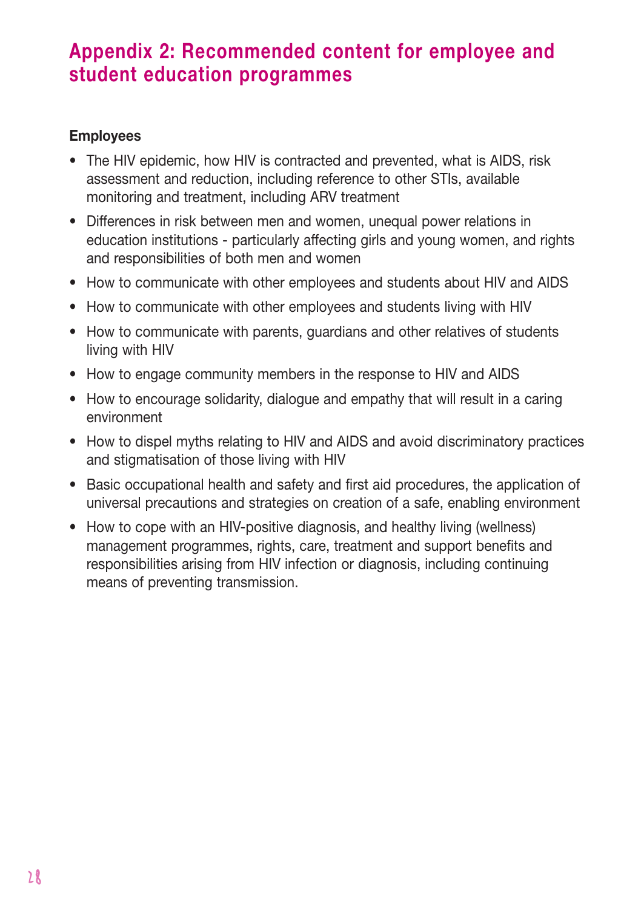## Appendix 2: Recommended content for employee and student education programmes

**Employees**

- The HIV epidemic, how HIV is contracted and prevented, what is AIDS, risk assessment and reduction, including reference to other STIs, available monitoring and treatment, including ARV treatment
- Differences in risk between men and women, unequal power relations in education institutions - particularly affecting girls and young women, and rights and responsibilities of both men and women
- How to communicate with other employees and students about HIV and AIDS
- How to communicate with other employees and students living with HIV
- How to communicate with parents, guardians and other relatives of students living with HIV
- How to engage community members in the response to HIV and AIDS
- How to encourage solidarity, dialogue and empathy that will result in a caring environment
- How to dispel myths relating to HIV and AIDS and avoid discriminatory practices and stigmatisation of those living with HIV
- Basic occupational health and safety and first aid procedures, the application of universal precautions and strategies on creation of a safe, enabling environment
- How to cope with an HIV-positive diagnosis, and healthy living (wellness) management programmes, rights, care, treatment and support benefits and responsibilities arising from HIV infection or diagnosis, including continuing means of preventing transmission.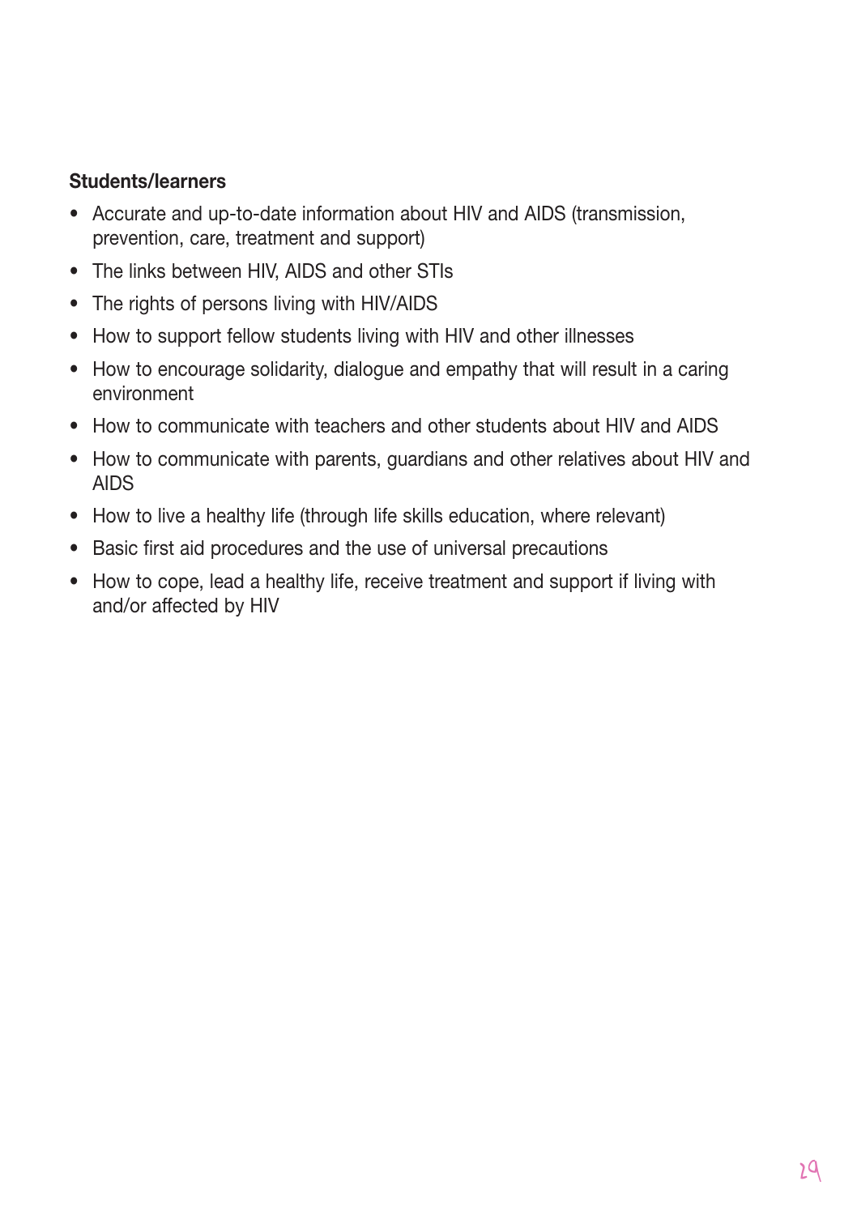**Students/learners**

- Accurate and up-to-date information about HIV and AIDS (transmission, prevention, care, treatment and support)
- The links between HIV, AIDS and other STIs
- The rights of persons living with HIV/AIDS
- How to support fellow students living with HIV and other illnesses
- How to encourage solidarity, dialogue and empathy that will result in a caring environment
- How to communicate with teachers and other students about HIV and AIDS
- How to communicate with parents, guardians and other relatives about HIV and AIDS
- How to live a healthy life (through life skills education, where relevant)
- Basic first aid procedures and the use of universal precautions
- How to cope, lead a healthy life, receive treatment and support if living with and/or affected by HIV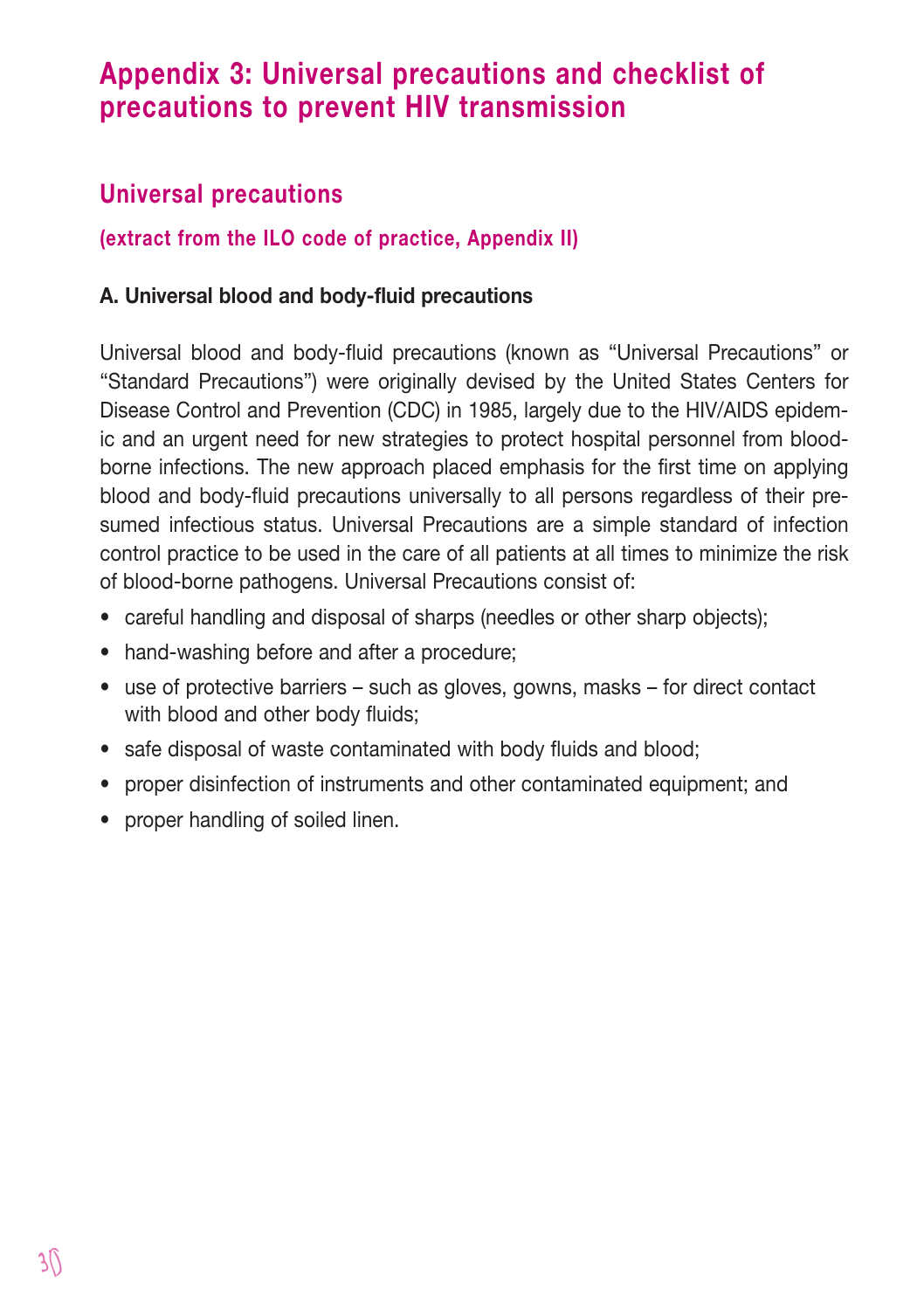# Appendix 3: Universal precautions and checklist of precautions to prevent HIV transmission

## Universal precautions

#### (extract from the ILO code of practice, Appendix II)

**A. Universal blood and body-fluid precautions**

Universal blood and body-fluid precautions (known as "Universal Precautions" or "Standard Precautions") were originally devised by the United States Centers for Disease Control and Prevention (CDC) in 1985, largely due to the HIV/AIDS epidemic and an urgent need for new strategies to protect hospital personnel from blood-borne infections. The new approach placed emphasis for the first time on applying blood and body-fluid precautions universally to all persons regardless of their presumed infectious status. Universal Precautions are a simple standard of infection control practice to be used in the care of all patients at all times to minimize the risk of blood-borne pathogens. Universal Precautions consist of:

- careful handling and disposal of sharps (needles or other sharp objects);
- hand-washing before and after a procedure;
- use of protective barriers – such as gloves, gowns, masks – for direct contact with blood and other body fluids;
- safe disposal of waste contaminated with body fluids and blood;
- proper disinfection of instruments and other contaminated equipment; and
- proper handling of soiled linen.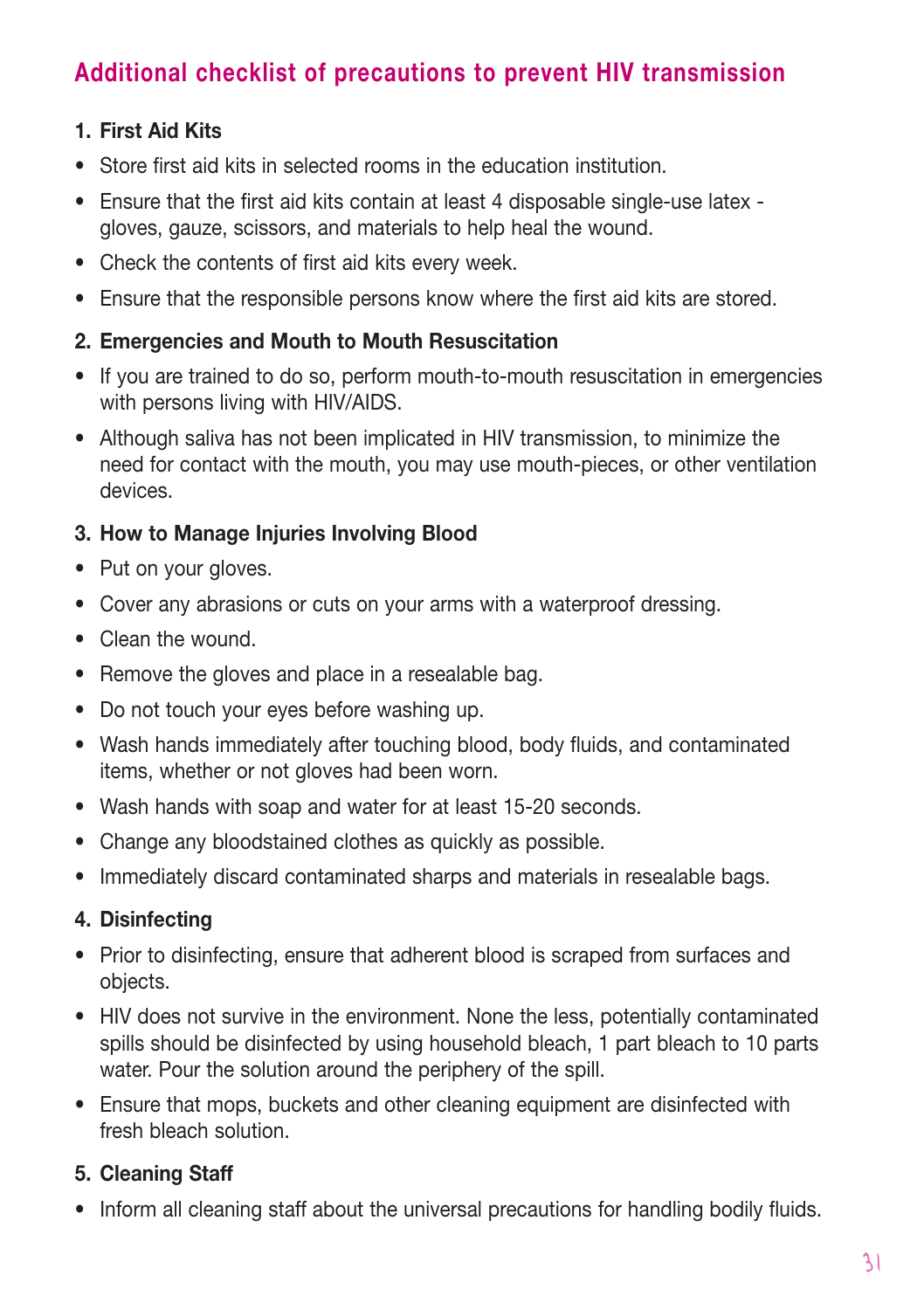## Additional checklist of precautions to prevent HIV transmission

**1. First Aid Kits**

- Store first aid kits in selected rooms in the education institution.
- Ensure that the first aid kits contain at least 4 disposable single-use latex - gloves, gauze, scissors, and materials to help heal the wound.
- Check the contents of first aid kits every week.
- Ensure that the responsible persons know where the first aid kits are stored.

**2. Emergencies and Mouth to Mouth Resuscitation**

- If you are trained to do so, perform mouth-to-mouth resuscitation in emergencies with persons living with HIV/AIDS.
- Although saliva has not been implicated in HIV transmission, to minimize the need for contact with the mouth, you may use mouth-pieces, or other ventilation devices.

**3. How to Manage Injuries Involving Blood**

- Put on your gloves.
- Cover any abrasions or cuts on your arms with a waterproof dressing.
- Clean the wound.
- Remove the gloves and place in a resealable bag.
- Do not touch your eyes before washing up.
- Wash hands immediately after touching blood, body fluids, and contaminated items, whether or not gloves had been worn.
- Wash hands with soap and water for at least 15-20 seconds.
- Change any bloodstained clothes as quickly as possible.
- Immediately discard contaminated sharps and materials in resealable bags.

**4. Disinfecting**

- Prior to disinfecting, ensure that adherent blood is scraped from surfaces and objects.
- HIV does not survive in the environment. None the less, potentially contaminated spills should be disinfected by using household bleach, 1 part bleach to 10 parts water. Pour the solution around the periphery of the spill.
- Ensure that mops, buckets and other cleaning equipment are disinfected with fresh bleach solution.

**5. Cleaning Staff**

- Inform all cleaning staff about the universal precautions for handling bodily fluids.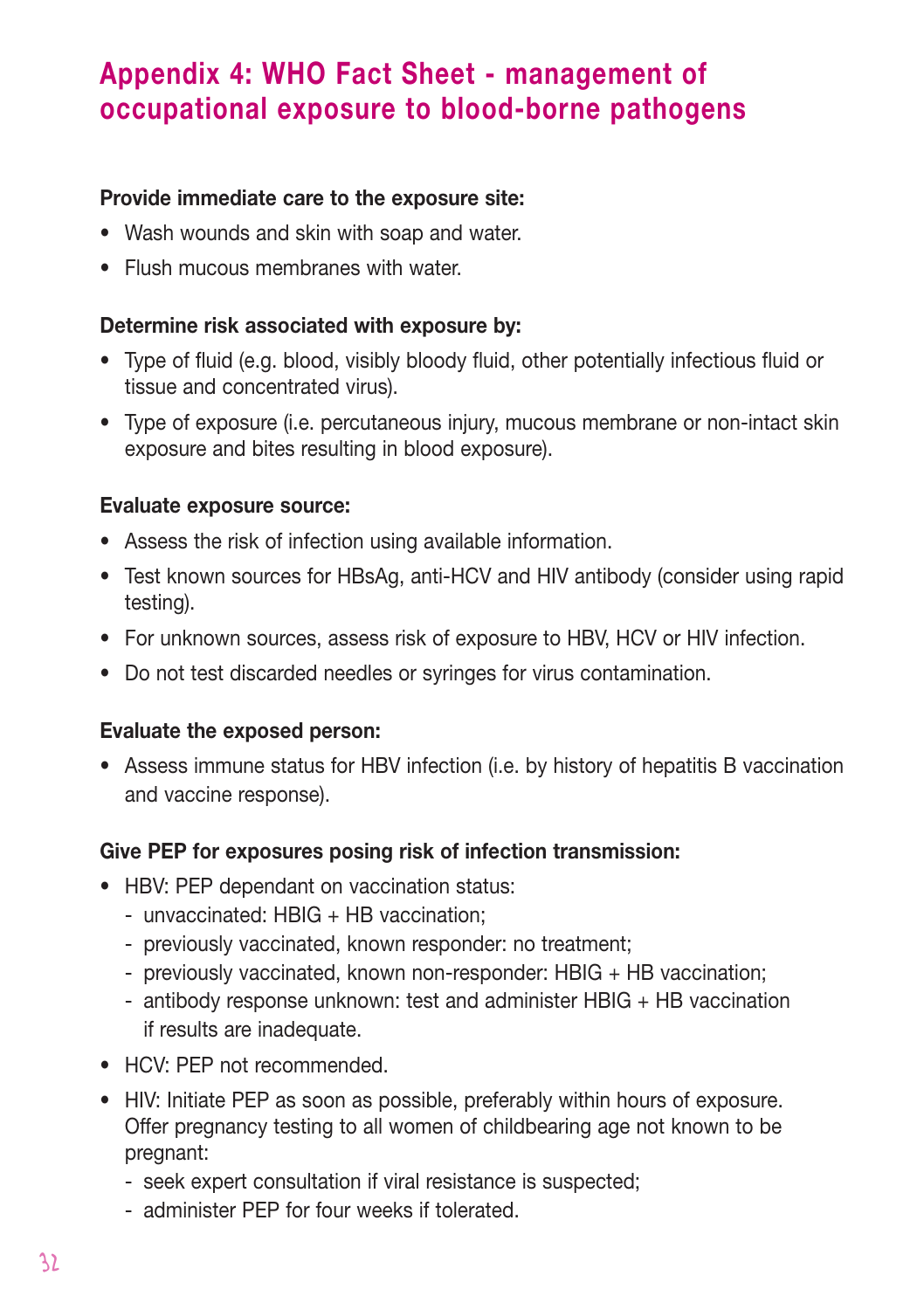# Appendix 4: WHO Fact Sheet - management of occupational exposure to blood-borne pathogens

**Provide immediate care to the exposure site:**

- Wash wounds and skin with soap and water.
- Flush mucous membranes with water.

**Determine risk associated with exposure by:**

- Type of fluid (e.g. blood, visibly bloody fluid, other potentially infectious fluid or tissue and concentrated virus).
- Type of exposure (i.e. percutaneous injury, mucous membrane or non-intact skin exposure and bites resulting in blood exposure).

**Evaluate exposure source:**

- Assess the risk of infection using available information.
- Test known sources for HBsAg, anti-HCV and HIV antibody (consider using rapid testing).
- For unknown sources, assess risk of exposure to HBV, HCV or HIV infection.
- Do not test discarded needles or syringes for virus contamination.

**Evaluate the exposed person:**

- Assess immune status for HBV infection (i.e. by history of hepatitis B vaccination and vaccine response).

**Give PEP for exposures posing risk of infection transmission:**

- HBV: PEP dependant on vaccination status:
  - unvaccinated: HBIG + HB vaccination;
  - previously vaccinated, known responder: no treatment;
  - previously vaccinated, known non-responder: HBIG + HB vaccination;
  - antibody response unknown: test and administer HBIG + HB vaccination if results are inadequate.
- HCV: PEP not recommended.
- HIV: Initiate PEP as soon as possible, preferably within hours of exposure. Offer pregnancy testing to all women of childbearing age not known to be pregnant:
  - seek expert consultation if viral resistance is suspected;
  - administer PEP for four weeks if tolerated.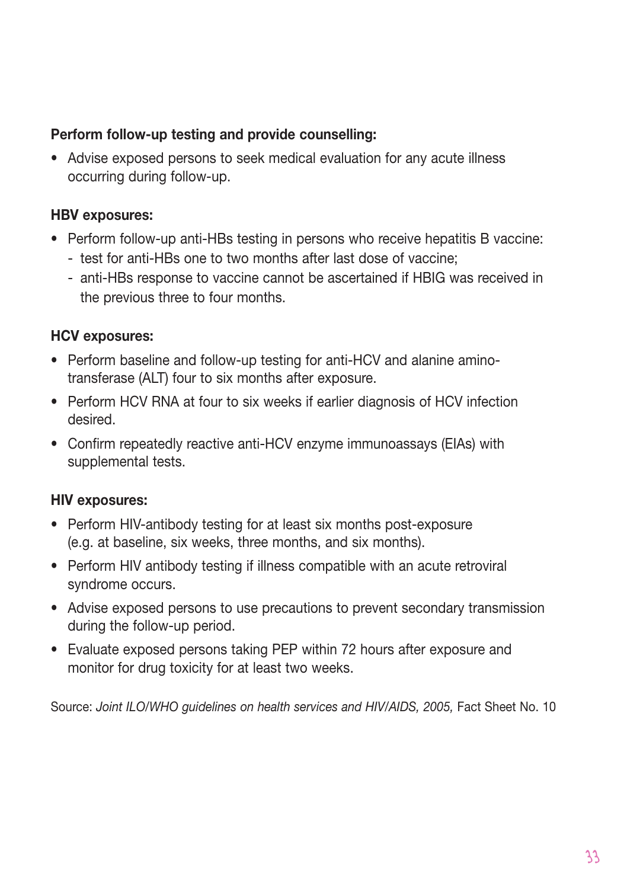**Perform follow-up testing and provide counselling:**

- Advise exposed persons to seek medical evaluation for any acute illness occurring during follow-up.

**HBV exposures:**

- Perform follow-up anti-HBs testing in persons who receive hepatitis B vaccine:
  - test for anti-HBs one to two months after last dose of vaccine;
  - anti-HBs response to vaccine cannot be ascertained if HBIG was received in the previous three to four months.

**HCV exposures:**

- Perform baseline and follow-up testing for anti-HCV and alanine amino-transferase (ALT) four to six months after exposure.
- Perform HCV RNA at four to six weeks if earlier diagnosis of HCV infection desired.
- Confirm repeatedly reactive anti-HCV enzyme immunoassays (EIAs) with supplemental tests.

**HIV exposures:**

- Perform HIV-antibody testing for at least six months post-exposure (e.g. at baseline, six weeks, three months, and six months).
- Perform HIV antibody testing if illness compatible with an acute retroviral syndrome occurs.
- Advise exposed persons to use precautions to prevent secondary transmission during the follow-up period.
- Evaluate exposed persons taking PEP within 72 hours after exposure and monitor for drug toxicity for at least two weeks.

Source: *Joint ILO/WHO guidelines on health services and HIV/AIDS, 2005,* Fact Sheet No. 10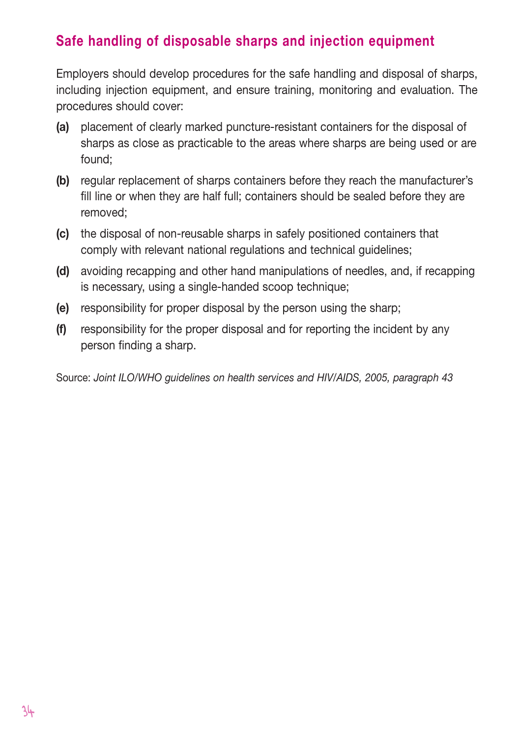## Safe handling of disposable sharps and injection equipment

Employers should develop procedures for the safe handling and disposal of sharps, including injection equipment, and ensure training, monitoring and evaluation. The procedures should cover:

**(a)** placement of clearly marked puncture-resistant containers for the disposal of sharps as close as practicable to the areas where sharps are being used or are found;

**(b)** regular replacement of sharps containers before they reach the manufacturer's fill line or when they are half full; containers should be sealed before they are removed;

**(c)** the disposal of non-reusable sharps in safely positioned containers that comply with relevant national regulations and technical guidelines;

**(d)** avoiding recapping and other hand manipulations of needles, and, if recapping is necessary, using a single-handed scoop technique;

**(e)** responsibility for proper disposal by the person using the sharp;

**(f)** responsibility for the proper disposal and for reporting the incident by any person finding a sharp.

Source: *Joint ILO/WHO guidelines on health services and HIV/AIDS, 2005, paragraph 43*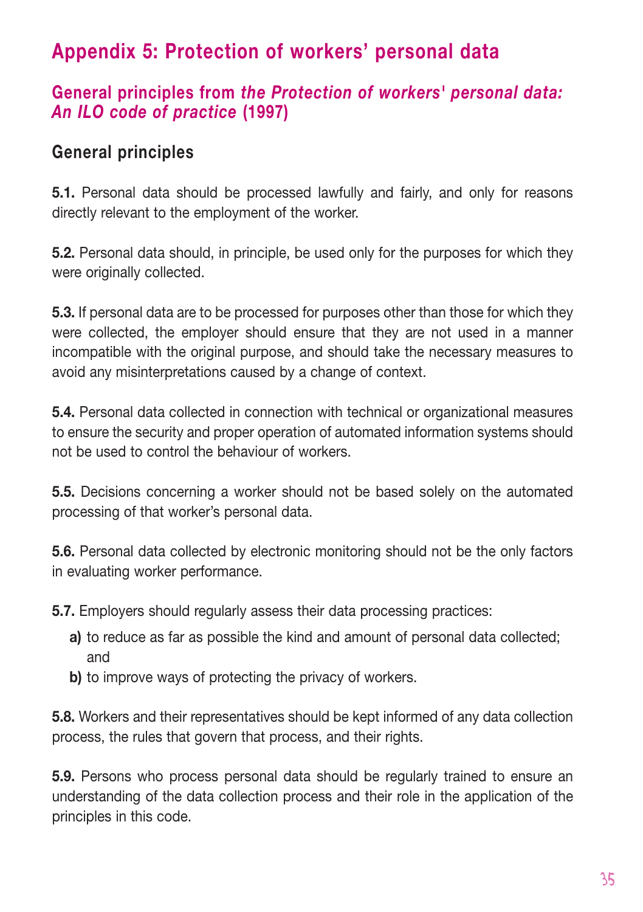# Appendix 5: Protection of workers' personal data

## General principles from *the Protection of workers' personal data: An ILO code of practice* (1997)

### General principles

**5.1.** Personal data should be processed lawfully and fairly, and only for reasons directly relevant to the employment of the worker.

**5.2.** Personal data should, in principle, be used only for the purposes for which they were originally collected.

**5.3.** If personal data are to be processed for purposes other than those for which they were collected, the employer should ensure that they are not used in a manner incompatible with the original purpose, and should take the necessary measures to avoid any misinterpretations caused by a change of context.

**5.4.** Personal data collected in connection with technical or organizational measures to ensure the security and proper operation of automated information systems should not be used to control the behaviour of workers.

**5.5.** Decisions concerning a worker should not be based solely on the automated processing of that worker's personal data.

**5.6.** Personal data collected by electronic monitoring should not be the only factors in evaluating worker performance.

**5.7.** Employers should regularly assess their data processing practices:

- **a)** to reduce as far as possible the kind and amount of personal data collected; and
- **b)** to improve ways of protecting the privacy of workers.

**5.8.** Workers and their representatives should be kept informed of any data collection process, the rules that govern that process, and their rights.

**5.9.** Persons who process personal data should be regularly trained to ensure an understanding of the data collection process and their role in the application of the principles in this code.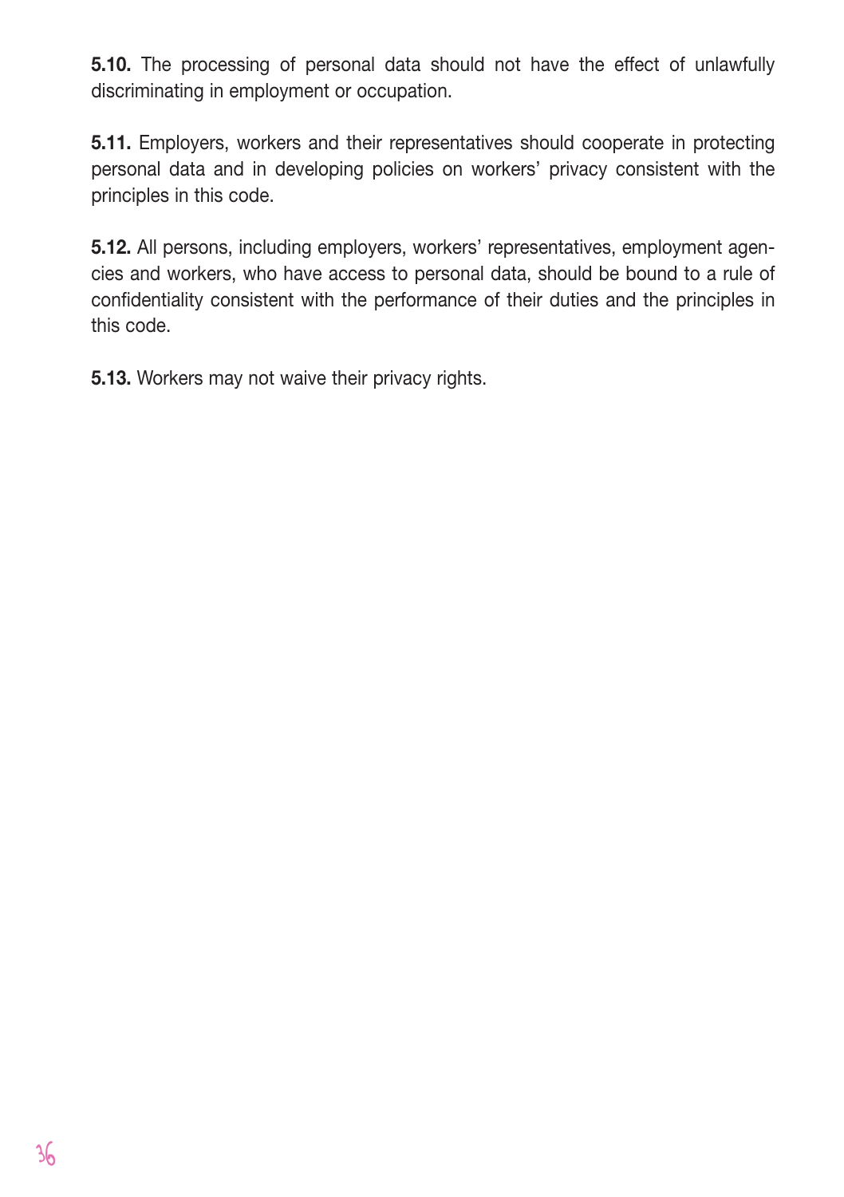**5.10.** The processing of personal data should not have the effect of unlawfully discriminating in employment or occupation.

**5.11.** Employers, workers and their representatives should cooperate in protecting personal data and in developing policies on workers' privacy consistent with the principles in this code.

**5.12.** All persons, including employers, workers' representatives, employment agencies and workers, who have access to personal data, should be bound to a rule of confidentiality consistent with the performance of their duties and the principles in this code.

**5.13.** Workers may not waive their privacy rights.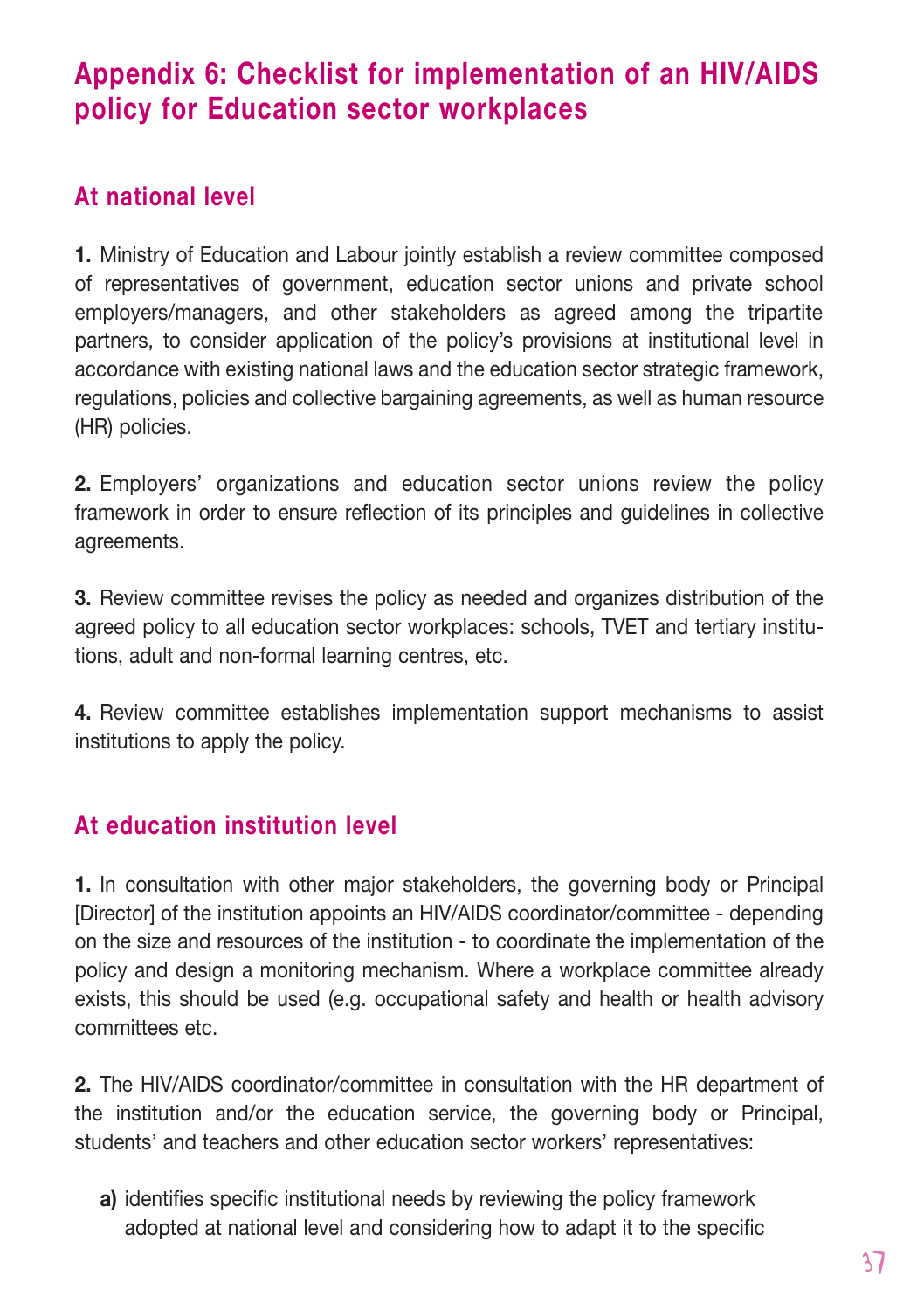## Appendix 6: Checklist for implementation of an HIV/AIDS policy for Education sector workplaces

### At national level

**1.** Ministry of Education and Labour jointly establish a review committee composed of representatives of government, education sector unions and private school employers/managers, and other stakeholders as agreed among the tripartite partners, to consider application of the policy's provisions at institutional level in accordance with existing national laws and the education sector strategic framework, regulations, policies and collective bargaining agreements, as well as human resource (HR) policies.

**2.** Employers' organizations and education sector unions review the policy framework in order to ensure reflection of its principles and guidelines in collective agreements.

**3.** Review committee revises the policy as needed and organizes distribution of the agreed policy to all education sector workplaces: schools, TVET and tertiary institutions, adult and non-formal learning centres, etc.

**4.** Review committee establishes implementation support mechanisms to assist institutions to apply the policy.

### At education institution level

**1.** In consultation with other major stakeholders, the governing body or Principal [Director] of the institution appoints an HIV/AIDS coordinator/committee - depending on the size and resources of the institution - to coordinate the implementation of the policy and design a monitoring mechanism. Where a workplace committee already exists, this should be used (e.g. occupational safety and health or health advisory committees etc.

**2.** The HIV/AIDS coordinator/committee in consultation with the HR department of the institution and/or the education service, the governing body or Principal, students' and teachers and other education sector workers' representatives:

**a)** identifies specific institutional needs by reviewing the policy framework adopted at national level and considering how to adapt it to the specific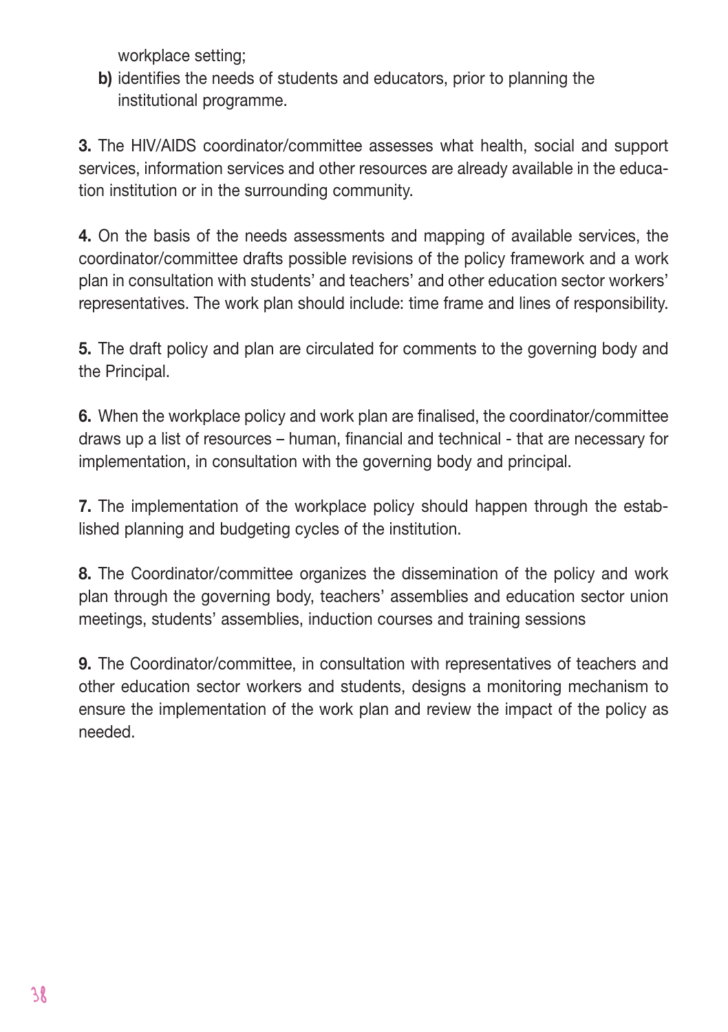workplace setting;

**b)** identifies the needs of students and educators, prior to planning the institutional programme.

**3.** The HIV/AIDS coordinator/committee assesses what health, social and support services, information services and other resources are already available in the education institution or in the surrounding community.

**4.** On the basis of the needs assessments and mapping of available services, the coordinator/committee drafts possible revisions of the policy framework and a work plan in consultation with students' and teachers' and other education sector workers' representatives. The work plan should include: time frame and lines of responsibility.

**5.** The draft policy and plan are circulated for comments to the governing body and the Principal.

**6.** When the workplace policy and work plan are finalised, the coordinator/committee draws up a list of resources – human, financial and technical - that are necessary for implementation, in consultation with the governing body and principal.

**7.** The implementation of the workplace policy should happen through the established planning and budgeting cycles of the institution.

**8.** The Coordinator/committee organizes the dissemination of the policy and work plan through the governing body, teachers' assemblies and education sector union meetings, students' assemblies, induction courses and training sessions

**9.** The Coordinator/committee, in consultation with representatives of teachers and other education sector workers and students, designs a monitoring mechanism to ensure the implementation of the work plan and review the impact of the policy as needed.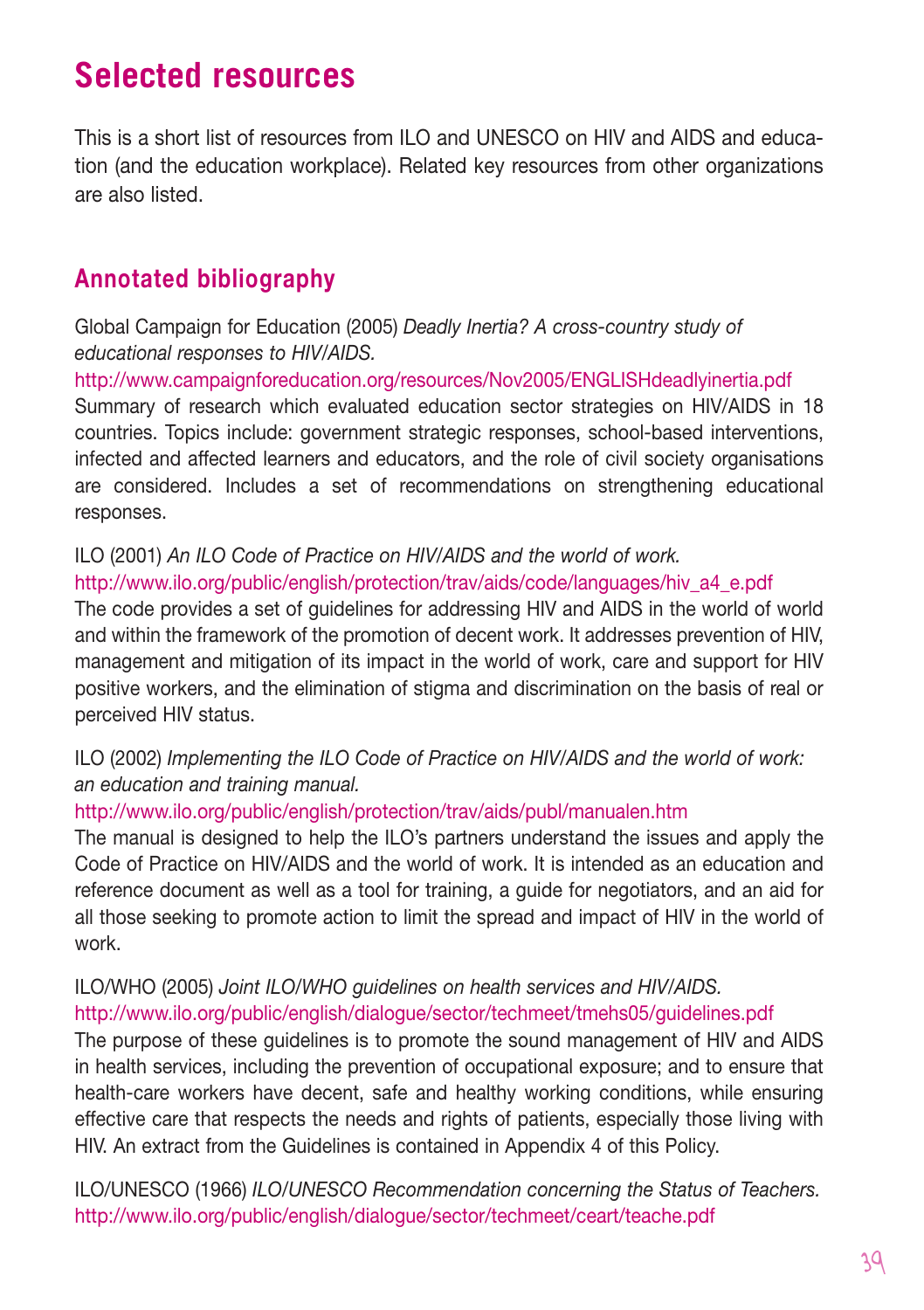# Selected resources

This is a short list of resources from ILO and UNESCO on HIV and AIDS and education (and the education workplace). Related key resources from other organizations are also listed.

## Annotated bibliography

Global Campaign for Education (2005) *Deadly Inertia? A cross-country study of educational responses to HIV/AIDS.*
http://www.campaignforeducation.org/resources/Nov2005/ENGLISHdeadlyinertia.pdf
Summary of research which evaluated education sector strategies on HIV/AIDS in 18 countries. Topics include: government strategic responses, school-based interventions, infected and affected learners and educators, and the role of civil society organisations are considered. Includes a set of recommendations on strengthening educational responses.

ILO (2001) *An ILO Code of Practice on HIV/AIDS and the world of work.*
http://www.ilo.org/public/english/protection/trav/aids/code/languages/hiv_a4_e.pdf
The code provides a set of guidelines for addressing HIV and AIDS in the world of world and within the framework of the promotion of decent work. It addresses prevention of HIV, management and mitigation of its impact in the world of work, care and support for HIV positive workers, and the elimination of stigma and discrimination on the basis of real or perceived HIV status.

ILO (2002) *Implementing the ILO Code of Practice on HIV/AIDS and the world of work: an education and training manual.*
http://www.ilo.org/public/english/protection/trav/aids/publ/manualen.htm
The manual is designed to help the ILO's partners understand the issues and apply the Code of Practice on HIV/AIDS and the world of work. It is intended as an education and reference document as well as a tool for training, a guide for negotiators, and an aid for all those seeking to promote action to limit the spread and impact of HIV in the world of work.

ILO/WHO (2005) *Joint ILO/WHO guidelines on health services and HIV/AIDS.*
http://www.ilo.org/public/english/dialogue/sector/techmeet/tmehs05/guidelines.pdf
The purpose of these guidelines is to promote the sound management of HIV and AIDS in health services, including the prevention of occupational exposure; and to ensure that health-care workers have decent, safe and healthy working conditions, while ensuring effective care that respects the needs and rights of patients, especially those living with HIV. An extract from the Guidelines is contained in Appendix 4 of this Policy.

ILO/UNESCO (1966) *ILO/UNESCO Recommendation concerning the Status of Teachers.*
http://www.ilo.org/public/english/dialogue/sector/techmeet/ceart/teache.pdf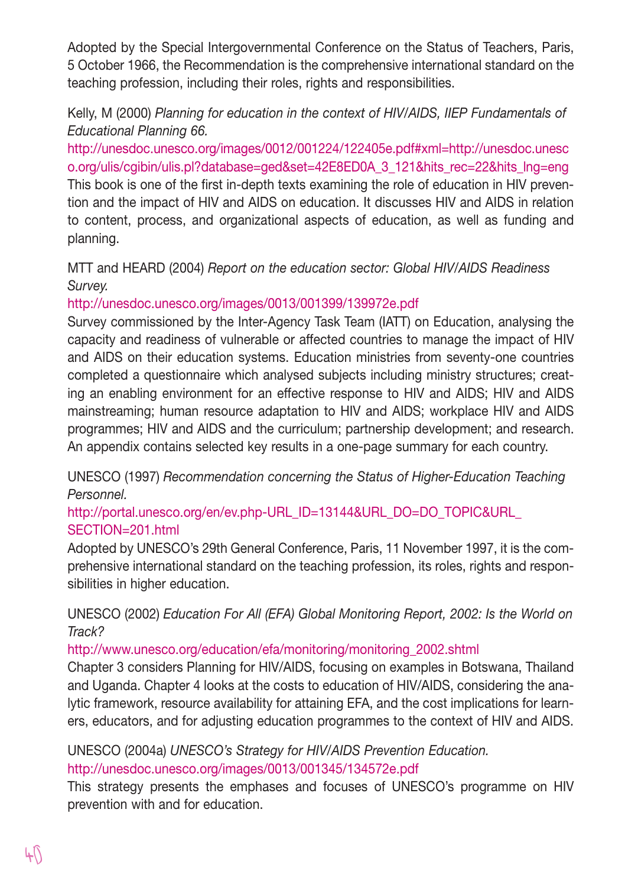Adopted by the Special Intergovernmental Conference on the Status of Teachers, Paris, 5 October 1966, the Recommendation is the comprehensive international standard on the teaching profession, including their roles, rights and responsibilities.

Kelly, M (2000) *Planning for education in the context of HIV/AIDS, IIEP Fundamentals of Educational Planning 66.*
http://unesdoc.unesco.org/images/0012/001224/122405e.pdf#xml=http://unesdoc.unesco.org/ulis/cgibin/ulis.pl?database=ged&set=42E8ED0A_3_121&hits_rec=22&hits_lng=eng
This book is one of the first in-depth texts examining the role of education in HIV prevention and the impact of HIV and AIDS on education. It discusses HIV and AIDS in relation to content, process, and organizational aspects of education, as well as funding and planning.

MTT and HEARD (2004) *Report on the education sector: Global HIV/AIDS Readiness Survey.*
http://unesdoc.unesco.org/images/0013/001399/139972e.pdf
Survey commissioned by the Inter-Agency Task Team (IATT) on Education, analysing the capacity and readiness of vulnerable or affected countries to manage the impact of HIV and AIDS on their education systems. Education ministries from seventy-one countries completed a questionnaire which analysed subjects including ministry structures; creating an enabling environment for an effective response to HIV and AIDS; HIV and AIDS mainstreaming; human resource adaptation to HIV and AIDS; workplace HIV and AIDS programmes; HIV and AIDS and the curriculum; partnership development; and research. An appendix contains selected key results in a one-page summary for each country.

UNESCO (1997) *Recommendation concerning the Status of Higher-Education Teaching Personnel.*
http://portal.unesco.org/en/ev.php-URL_ID=13144&URL_DO=DO_TOPIC&URL_SECTION=201.html
Adopted by UNESCO's 29th General Conference, Paris, 11 November 1997, it is the comprehensive international standard on the teaching profession, its roles, rights and responsibilities in higher education.

UNESCO (2002) *Education For All (EFA) Global Monitoring Report, 2002: Is the World on Track?*
http://www.unesco.org/education/efa/monitoring/monitoring_2002.shtml
Chapter 3 considers Planning for HIV/AIDS, focusing on examples in Botswana, Thailand and Uganda. Chapter 4 looks at the costs to education of HIV/AIDS, considering the analytic framework, resource availability for attaining EFA, and the cost implications for learners, educators, and for adjusting education programmes to the context of HIV and AIDS.

UNESCO (2004a) *UNESCO's Strategy for HIV/AIDS Prevention Education.*
http://unesdoc.unesco.org/images/0013/001345/134572e.pdf
This strategy presents the emphases and focuses of UNESCO's programme on HIV prevention with and for education.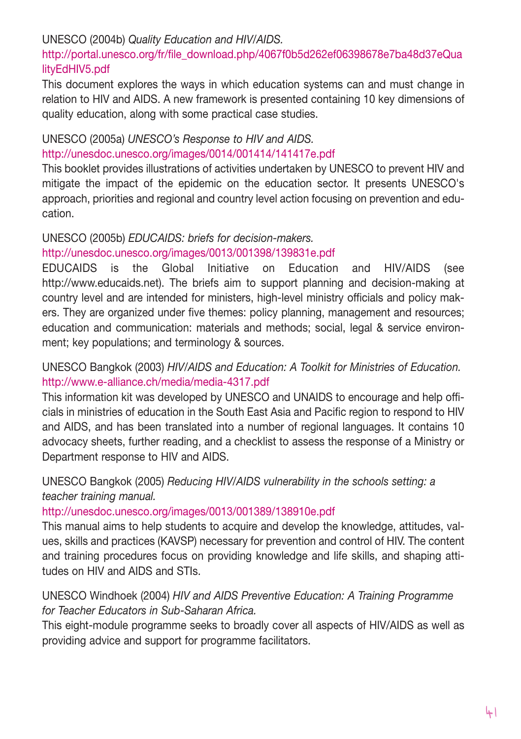UNESCO (2004b) *Quality Education and HIV/AIDS.*
http://portal.unesco.org/fr/file_download.php/4067f0b5d262ef06398678e7ba48d37eQualityEdHIV5.pdf
This document explores the ways in which education systems can and must change in relation to HIV and AIDS. A new framework is presented containing 10 key dimensions of quality education, along with some practical case studies.

UNESCO (2005a) *UNESCO's Response to HIV and AIDS.*
http://unesdoc.unesco.org/images/0014/001414/141417e.pdf
This booklet provides illustrations of activities undertaken by UNESCO to prevent HIV and mitigate the impact of the epidemic on the education sector. It presents UNESCO's approach, priorities and regional and country level action focusing on prevention and education.

UNESCO (2005b) *EDUCAIDS: briefs for decision-makers.*
http://unesdoc.unesco.org/images/0013/001398/139831e.pdf
EDUCAIDS is the Global Initiative on Education and HIV/AIDS (see http://www.educaids.net). The briefs aim to support planning and decision-making at country level and are intended for ministers, high-level ministry officials and policy makers. They are organized under five themes: policy planning, management and resources; education and communication: materials and methods; social, legal & service environment; key populations; and terminology & sources.

UNESCO Bangkok (2003) *HIV/AIDS and Education: A Toolkit for Ministries of Education.*
http://www.e-alliance.ch/media/media-4317.pdf
This information kit was developed by UNESCO and UNAIDS to encourage and help officials in ministries of education in the South East Asia and Pacific region to respond to HIV and AIDS, and has been translated into a number of regional languages. It contains 10 advocacy sheets, further reading, and a checklist to assess the response of a Ministry or Department response to HIV and AIDS.

UNESCO Bangkok (2005) *Reducing HIV/AIDS vulnerability in the schools setting: a teacher training manual.*
http://unesdoc.unesco.org/images/0013/001389/138910e.pdf
This manual aims to help students to acquire and develop the knowledge, attitudes, values, skills and practices (KAVSP) necessary for prevention and control of HIV. The content and training procedures focus on providing knowledge and life skills, and shaping attitudes on HIV and AIDS and STIs.

UNESCO Windhoek (2004) *HIV and AIDS Preventive Education: A Training Programme for Teacher Educators in Sub-Saharan Africa.*
This eight-module programme seeks to broadly cover all aspects of HIV/AIDS as well as providing advice and support for programme facilitators.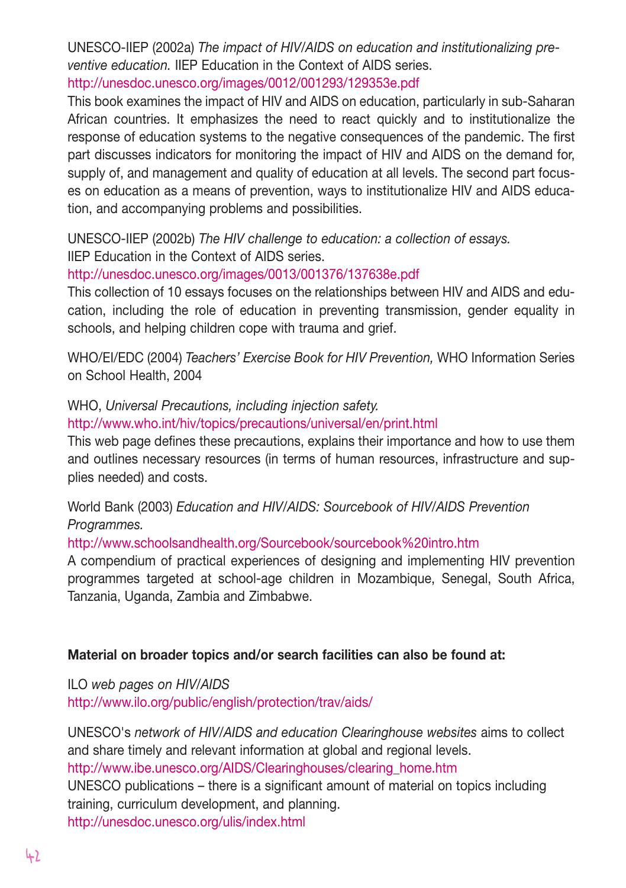UNESCO-IIEP (2002a) *The impact of HIV/AIDS on education and institutionalizing preventive education.* IIEP Education in the Context of AIDS series.
http://unesdoc.unesco.org/images/0012/001293/129353e.pdf
This book examines the impact of HIV and AIDS on education, particularly in sub-Saharan African countries. It emphasizes the need to react quickly and to institutionalize the response of education systems to the negative consequences of the pandemic. The first part discusses indicators for monitoring the impact of HIV and AIDS on the demand for, supply of, and management and quality of education at all levels. The second part focuses on education as a means of prevention, ways to institutionalize HIV and AIDS education, and accompanying problems and possibilities.

UNESCO-IIEP (2002b) *The HIV challenge to education: a collection of essays.* IIEP Education in the Context of AIDS series.
http://unesdoc.unesco.org/images/0013/001376/137638e.pdf
This collection of 10 essays focuses on the relationships between HIV and AIDS and education, including the role of education in preventing transmission, gender equality in schools, and helping children cope with trauma and grief.

WHO/EI/EDC (2004) *Teachers' Exercise Book for HIV Prevention,* WHO Information Series on School Health, 2004

WHO, *Universal Precautions, including injection safety.*
http://www.who.int/hiv/topics/precautions/universal/en/print.html
This web page defines these precautions, explains their importance and how to use them and outlines necessary resources (in terms of human resources, infrastructure and supplies needed) and costs.

World Bank (2003) *Education and HIV/AIDS: Sourcebook of HIV/AIDS Prevention Programmes.*
http://www.schoolsandhealth.org/Sourcebook/sourcebook%20intro.htm
A compendium of practical experiences of designing and implementing HIV prevention programmes targeted at school-age children in Mozambique, Senegal, South Africa, Tanzania, Uganda, Zambia and Zimbabwe.

**Material on broader topics and/or search facilities can also be found at:**

ILO *web pages on HIV/AIDS*
http://www.ilo.org/public/english/protection/trav/aids/

UNESCO's *network of HIV/AIDS and education Clearinghouse websites* aims to collect and share timely and relevant information at global and regional levels.
http://www.ibe.unesco.org/AIDS/Clearinghouses/clearing_home.htm
UNESCO publications – there is a significant amount of material on topics including training, curriculum development, and planning.
http://unesdoc.unesco.org/ulis/index.html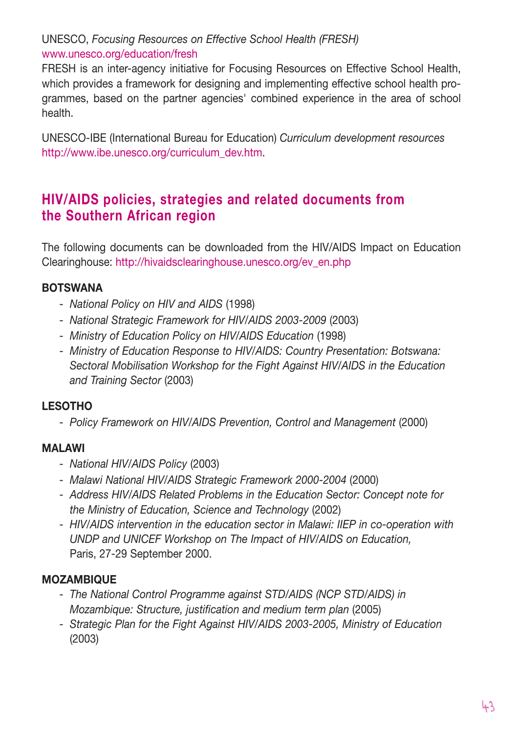UNESCO, *Focusing Resources on Effective School Health (FRESH)*
www.unesco.org/education/fresh
FRESH is an inter-agency initiative for Focusing Resources on Effective School Health, which provides a framework for designing and implementing effective school health programmes, based on the partner agencies' combined experience in the area of school health.

UNESCO-IBE (International Bureau for Education) *Curriculum development resources* http://www.ibe.unesco.org/curriculum_dev.htm.

## HIV/AIDS policies, strategies and related documents from the Southern African region

The following documents can be downloaded from the HIV/AIDS Impact on Education Clearinghouse: http://hivaidsclearinghouse.unesco.org/ev_en.php

**BOTSWANA**

- *National Policy on HIV and AIDS* (1998)
- *National Strategic Framework for HIV/AIDS 2003-2009* (2003)
- *Ministry of Education Policy on HIV/AIDS Education* (1998)
- *Ministry of Education Response to HIV/AIDS: Country Presentation: Botswana: Sectoral Mobilisation Workshop for the Fight Against HIV/AIDS in the Education and Training Sector* (2003)

**LESOTHO**

- *Policy Framework on HIV/AIDS Prevention, Control and Management* (2000)

**MALAWI**

- *National HIV/AIDS Policy* (2003)
- *Malawi National HIV/AIDS Strategic Framework 2000-2004* (2000)
- *Address HIV/AIDS Related Problems in the Education Sector: Concept note for the Ministry of Education, Science and Technology* (2002)
- *HIV/AIDS intervention in the education sector in Malawi: IIEP in co-operation with UNDP and UNICEF Workshop on The Impact of HIV/AIDS on Education,* Paris, 27-29 September 2000.

**MOZAMBIQUE**

- *The National Control Programme against STD/AIDS (NCP STD/AIDS) in Mozambique: Structure, justification and medium term plan* (2005)
- *Strategic Plan for the Fight Against HIV/AIDS 2003-2005, Ministry of Education* (2003)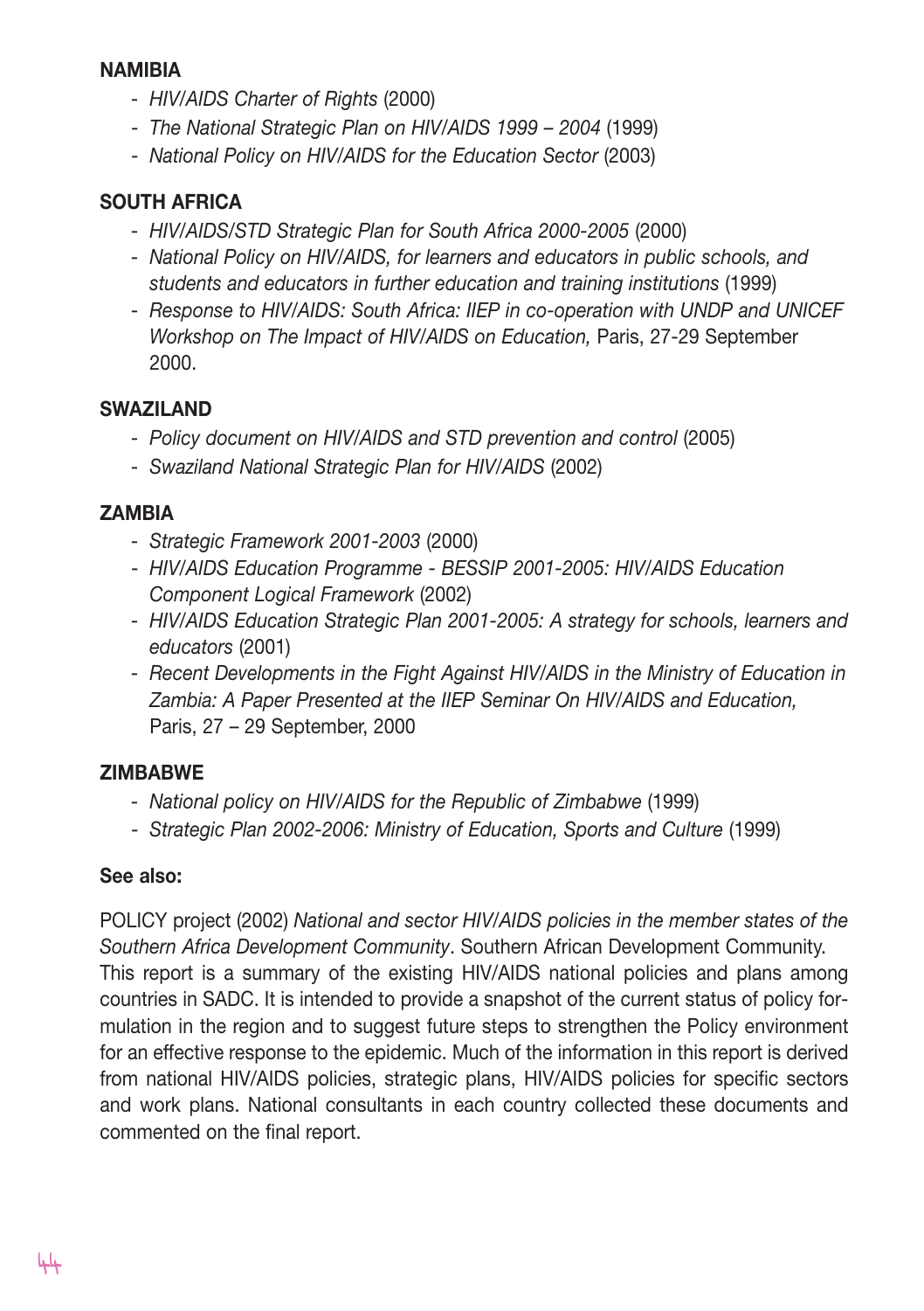**NAMIBIA**

- *HIV/AIDS Charter of Rights* (2000)
- *The National Strategic Plan on HIV/AIDS 1999 – 2004* (1999)
- *National Policy on HIV/AIDS for the Education Sector* (2003)

**SOUTH AFRICA**

- *HIV/AIDS/STD Strategic Plan for South Africa 2000-2005* (2000)
- *National Policy on HIV/AIDS, for learners and educators in public schools, and students and educators in further education and training institutions* (1999)
- *Response to HIV/AIDS: South Africa: IIEP in co-operation with UNDP and UNICEF Workshop on The Impact of HIV/AIDS on Education,* Paris, 27-29 September 2000.

**SWAZILAND**

- *Policy document on HIV/AIDS and STD prevention and control* (2005)
- *Swaziland National Strategic Plan for HIV/AIDS* (2002)

**ZAMBIA**

- *Strategic Framework 2001-2003* (2000)
- *HIV/AIDS Education Programme - BESSIP 2001-2005: HIV/AIDS Education Component Logical Framework* (2002)
- *HIV/AIDS Education Strategic Plan 2001-2005: A strategy for schools, learners and educators* (2001)
- *Recent Developments in the Fight Against HIV/AIDS in the Ministry of Education in Zambia: A Paper Presented at the IIEP Seminar On HIV/AIDS and Education,* Paris, 27 – 29 September, 2000

**ZIMBABWE**

- *National policy on HIV/AIDS for the Republic of Zimbabwe* (1999)
- *Strategic Plan 2002-2006: Ministry of Education, Sports and Culture* (1999)

**See also:**

POLICY project (2002) *National and sector HIV/AIDS policies in the member states of the Southern Africa Development Community*. Southern African Development Community.
This report is a summary of the existing HIV/AIDS national policies and plans among countries in SADC. It is intended to provide a snapshot of the current status of policy formulation in the region and to suggest future steps to strengthen the Policy environment for an effective response to the epidemic. Much of the information in this report is derived from national HIV/AIDS policies, strategic plans, HIV/AIDS policies for specific sectors and work plans. National consultants in each country collected these documents and commented on the final report.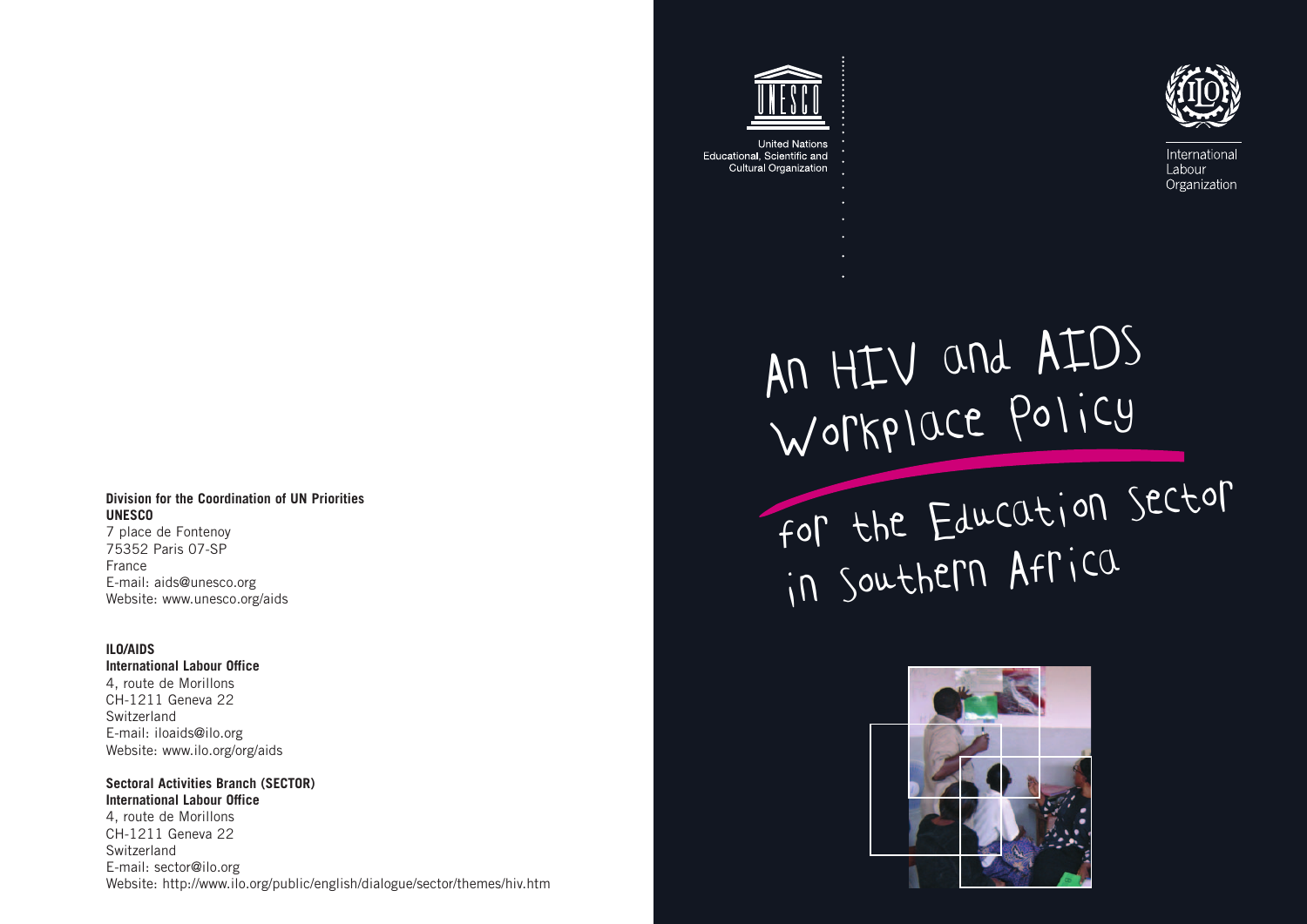**Division for the Coordination of UN Priorities**
**UNESCO**
7 place de Fontenoy
75352 Paris 07-SP
France
E-mail: aids@unesco.org
Website: www.unesco.org/aids

**ILO/AIDS**
**International Labour Office**
4, route de Morillons
CH-1211 Geneva 22
Switzerland
E-mail: iloaids@ilo.org
Website: www.ilo.org/org/aids

**Sectoral Activities Branch (SECTOR)**
**International Labour Office**
4, route de Morillons
CH-1211 Geneva 22
Switzerland
E-mail: sector@ilo.org
Website: http://www.ilo.org/public/english/dialogue/sector/themes/hiv.htm

United Nations Educational, Scientific and Cultural Organization

International Labour Organization

# An HIV and AIDS Workplace Policy for the Education Sector in Southern Africa